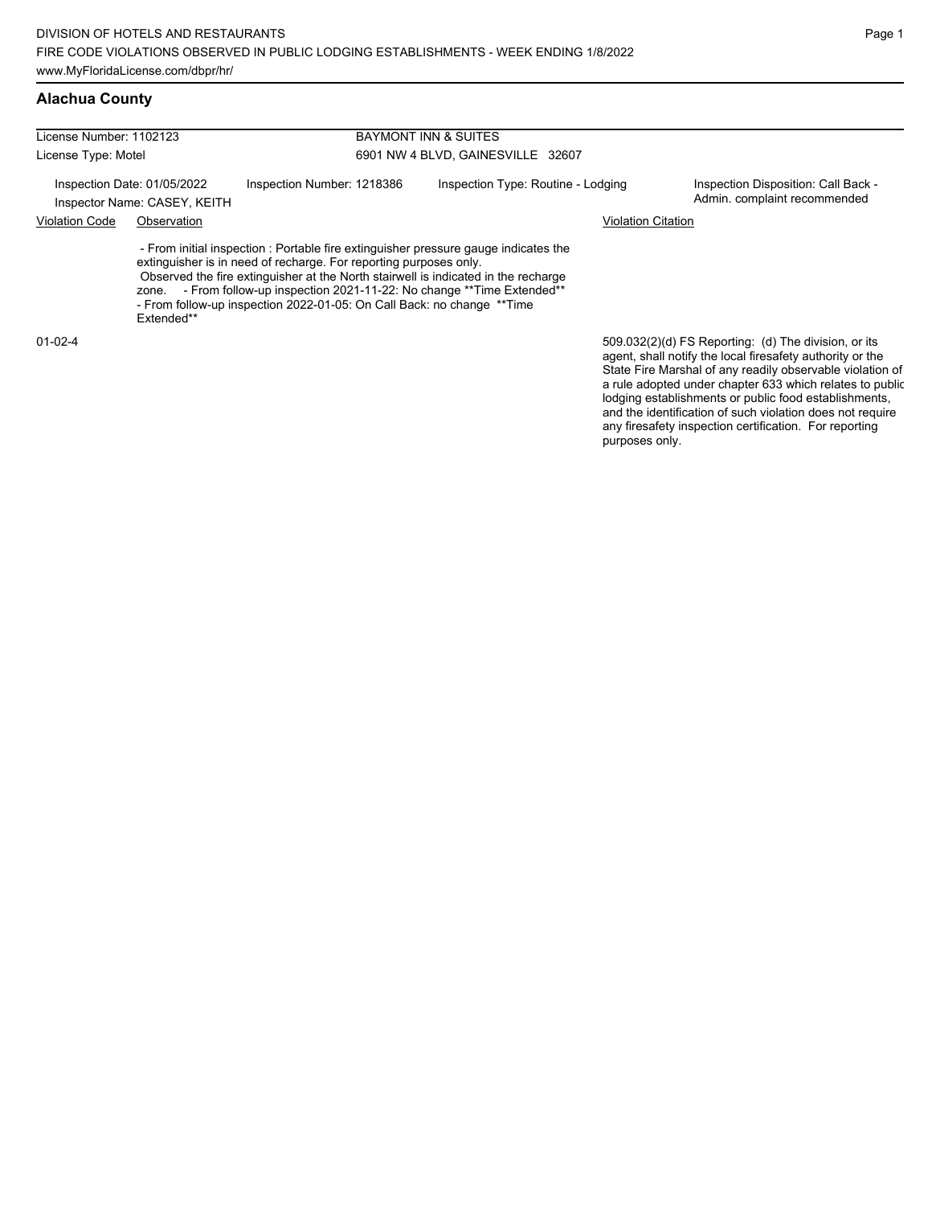DIVISION OF HOTELS AND RESTAURANTS
FIRE CODE VIOLATIONS OBSERVED IN PUBLIC LODGING ESTABLISHMENTS - WEEK ENDING 1/8/2022
www.MyFloridaLicense.com/dbpr/hr/

## Alachua County

License Number: 1102123
License Type: Motel

BAYMONT INN & SUITES
6901 NW 4 BLVD, GAINESVILLE 32607

Inspection Date: 01/05/2022
Inspector Name: CASEY, KEITH
Inspection Number: 1218386
Inspection Type: Routine - Lodging
Inspection Disposition: Call Back - Admin. complaint recommended

| Violation Code | Observation | Violation Citation |
| --- | --- | --- |
| 01-02-4 | - From initial inspection : Portable fire extinguisher pressure gauge indicates the extinguisher is in need of recharge. For reporting purposes only. Observed the fire extinguisher at the North stairwell is indicated in the recharge zone. - From follow-up inspection 2021-11-22: No change **Time Extended** - From follow-up inspection 2022-01-05: On Call Back: no change **Time Extended** | 509.032(2)(d) FS Reporting: (d) The division, or its agent, shall notify the local firesafety authority or the State Fire Marshal of any readily observable violation of a rule adopted under chapter 633 which relates to public lodging establishments or public food establishments, and the identification of such violation does not require any firesafety inspection certification. For reporting purposes only. |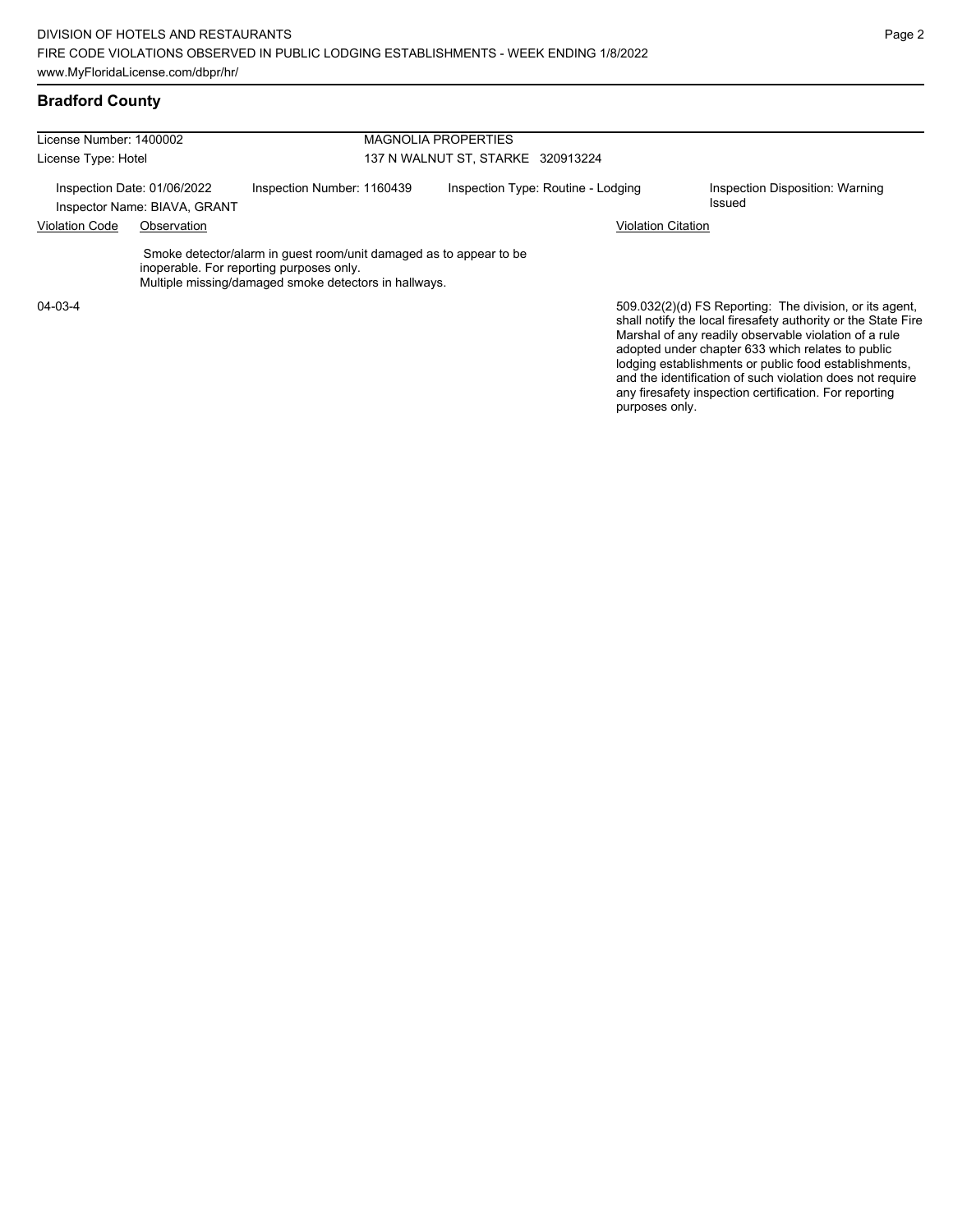## Bradford County

| License Number: 1400002 | | MAGNOLIA PROPERTIES | |
|---|---|---|---|
| License Type: Hotel | | 137 N WALNUT ST, STARKE 320913224 | |
| Inspection Date: 01/06/2022<br>Inspector Name: BIAVA, GRANT | Inspection Number: 1160439 | Inspection Type: Routine - Lodging | Inspection Disposition: Warning Issued |

| Violation Code | Observation | Violation Citation |
|---|---|---|
| 04-03-4 | Smoke detector/alarm in guest room/unit damaged as to appear to be inoperable. For reporting purposes only.<br>Multiple missing/damaged smoke detectors in hallways. | 509.032(2)(d) FS Reporting: The division, or its agent, shall notify the local firesafety authority or the State Fire Marshal of any readily observable violation of a rule adopted under chapter 633 which relates to public lodging establishments or public food establishments, and the identification of such violation does not require any firesafety inspection certification. For reporting purposes only. |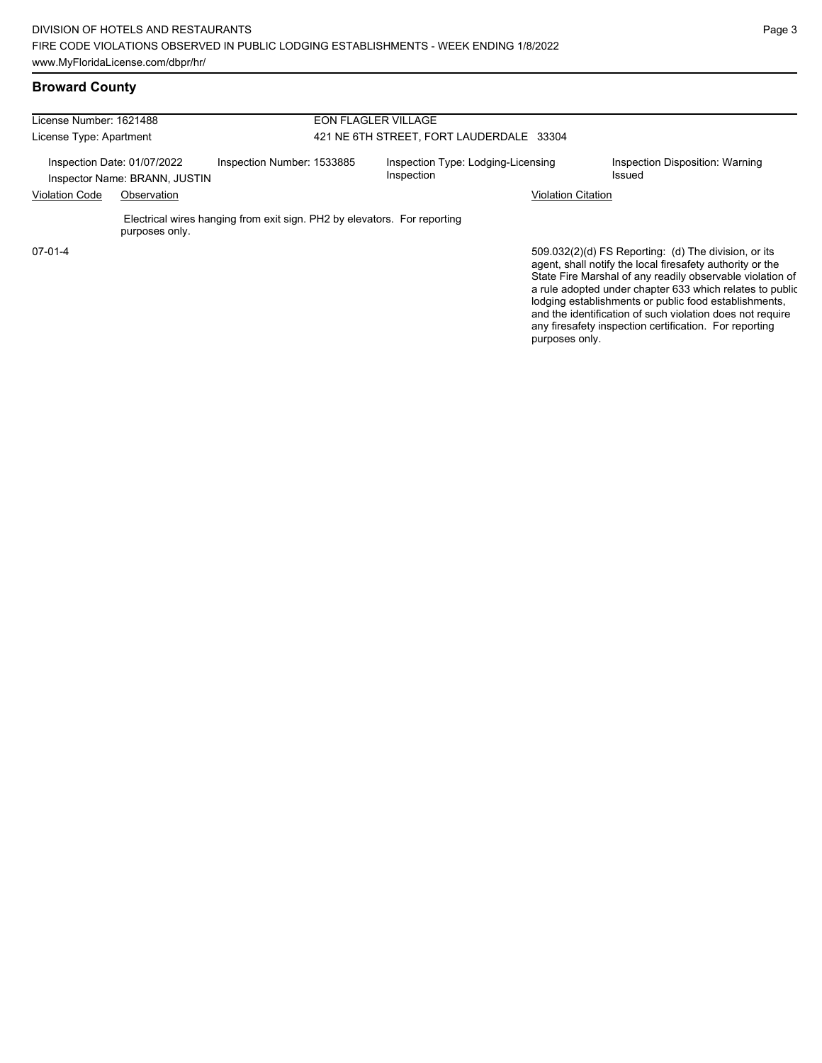## Broward County

License Number: 1621488

License Type: Apartment

**EON FLAGLER VILLAGE**

421 NE 6TH STREET, FORT LAUDERDALE 33304

Inspection Date: 01/07/2022

Inspector Name: BRANN, JUSTIN

Inspection Number: 1533885

Inspection Type: Lodging-Licensing Inspection

Inspection Disposition: Warning Issued

| Violation Code | Observation | Violation Citation |
| --- | --- | --- |
| | Electrical wires hanging from exit sign. PH2 by elevators. For reporting purposes only. | |
| 07-01-4 | | 509.032(2)(d) FS Reporting: (d) The division, or its agent, shall notify the local firesafety authority or the State Fire Marshal of any readily observable violation of a rule adopted under chapter 633 which relates to public lodging establishments or public food establishments, and the identification of such violation does not require any firesafety inspection certification. For reporting purposes only. |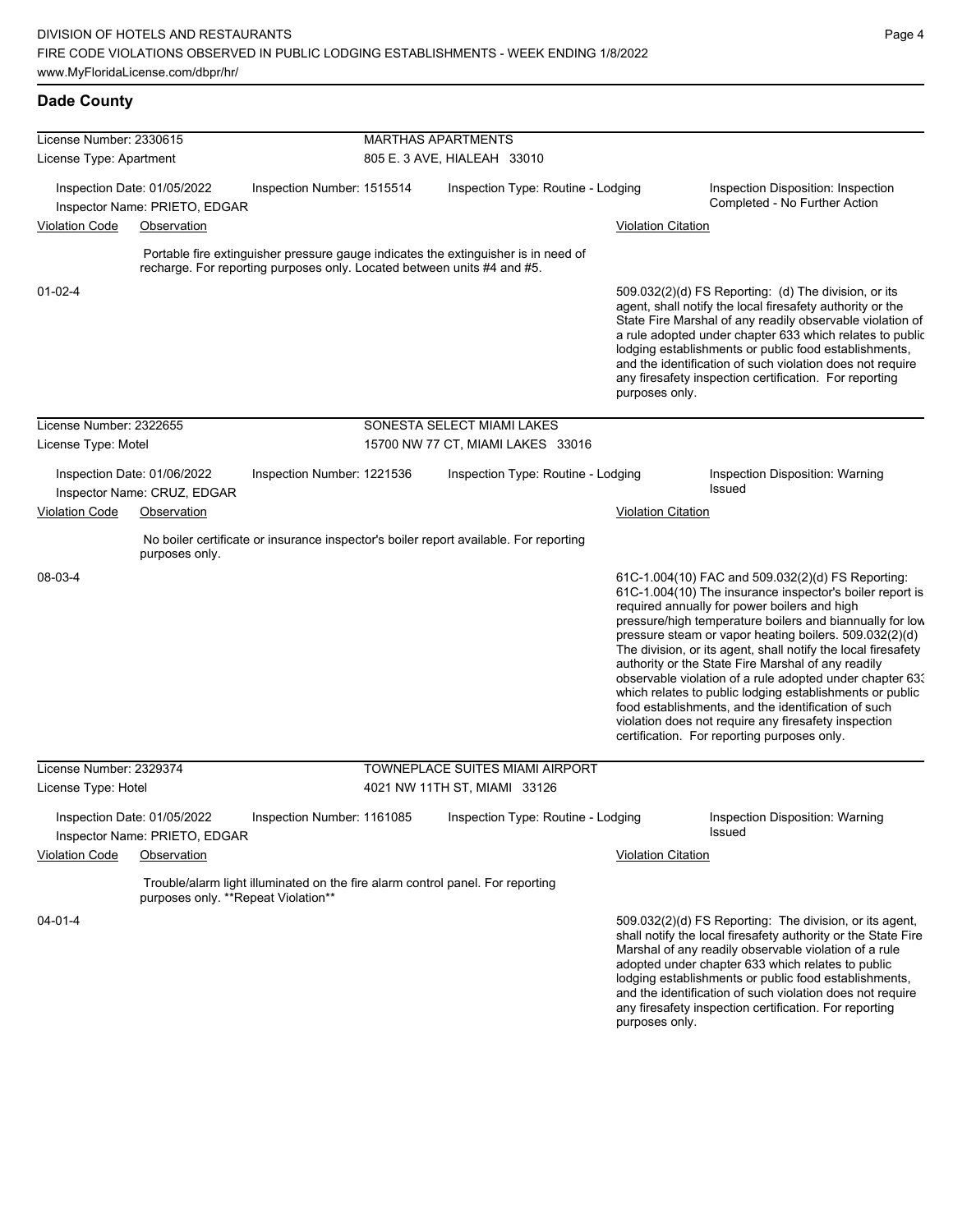## Dade County

| License Number: 2330615 | | MARTHAS APARTMENTS | |
|---|---|---|---|
| License Type: Apartment | | 805 E. 3 AVE, HIALEAH 33010 | |
| Inspection Date: 01/05/2022 Inspector Name: PRIETO, EDGAR | Inspection Number: 1515514 | Inspection Type: Routine - Lodging | Inspection Disposition: Inspection Completed - No Further Action |

| Violation Code | Observation | Violation Citation |
|---|---|---|
| 01-02-4 | Portable fire extinguisher pressure gauge indicates the extinguisher is in need of recharge. For reporting purposes only. Located between units #4 and #5. | 509.032(2)(d) FS Reporting: (d) The division, or its agent, shall notify the local firesafety authority or the State Fire Marshal of any readily observable violation of a rule adopted under chapter 633 which relates to public lodging establishments or public food establishments, and the identification of such violation does not require any firesafety inspection certification. For reporting purposes only. |

| License Number: 2322655 | | SONESTA SELECT MIAMI LAKES | |
|---|---|---|---|
| License Type: Motel | | 15700 NW 77 CT, MIAMI LAKES 33016 | |
| Inspection Date: 01/06/2022 Inspector Name: CRUZ, EDGAR | Inspection Number: 1221536 | Inspection Type: Routine - Lodging | Inspection Disposition: Warning Issued |

| Violation Code | Observation | Violation Citation |
|---|---|---|
| 08-03-4 | No boiler certificate or insurance inspector's boiler report available. For reporting purposes only. | 61C-1.004(10) FAC and 509.032(2)(d) FS Reporting: 61C-1.004(10) The insurance inspector's boiler report is required annually for power boilers and high pressure/high temperature boilers and biannually for low pressure steam or vapor heating boilers. 509.032(2)(d) The division, or its agent, shall notify the local firesafety authority or the State Fire Marshal of any readily observable violation of a rule adopted under chapter 633 which relates to public lodging establishments or public food establishments, and the identification of such violation does not require any firesafety inspection certification. For reporting purposes only. |

| License Number: 2329374 | | TOWNEPLACE SUITES MIAMI AIRPORT | |
|---|---|---|---|
| License Type: Hotel | | 4021 NW 11TH ST, MIAMI 33126 | |
| Inspection Date: 01/05/2022 Inspector Name: PRIETO, EDGAR | Inspection Number: 1161085 | Inspection Type: Routine - Lodging | Inspection Disposition: Warning Issued |

| Violation Code | Observation | Violation Citation |
|---|---|---|
| 04-01-4 | Trouble/alarm light illuminated on the fire alarm control panel. For reporting purposes only. **Repeat Violation** | 509.032(2)(d) FS Reporting: The division, or its agent, shall notify the local firesafety authority or the State Fire Marshal of any readily observable violation of a rule adopted under chapter 633 which relates to public lodging establishments or public food establishments, and the identification of such violation does not require any firesafety inspection certification. For reporting purposes only. |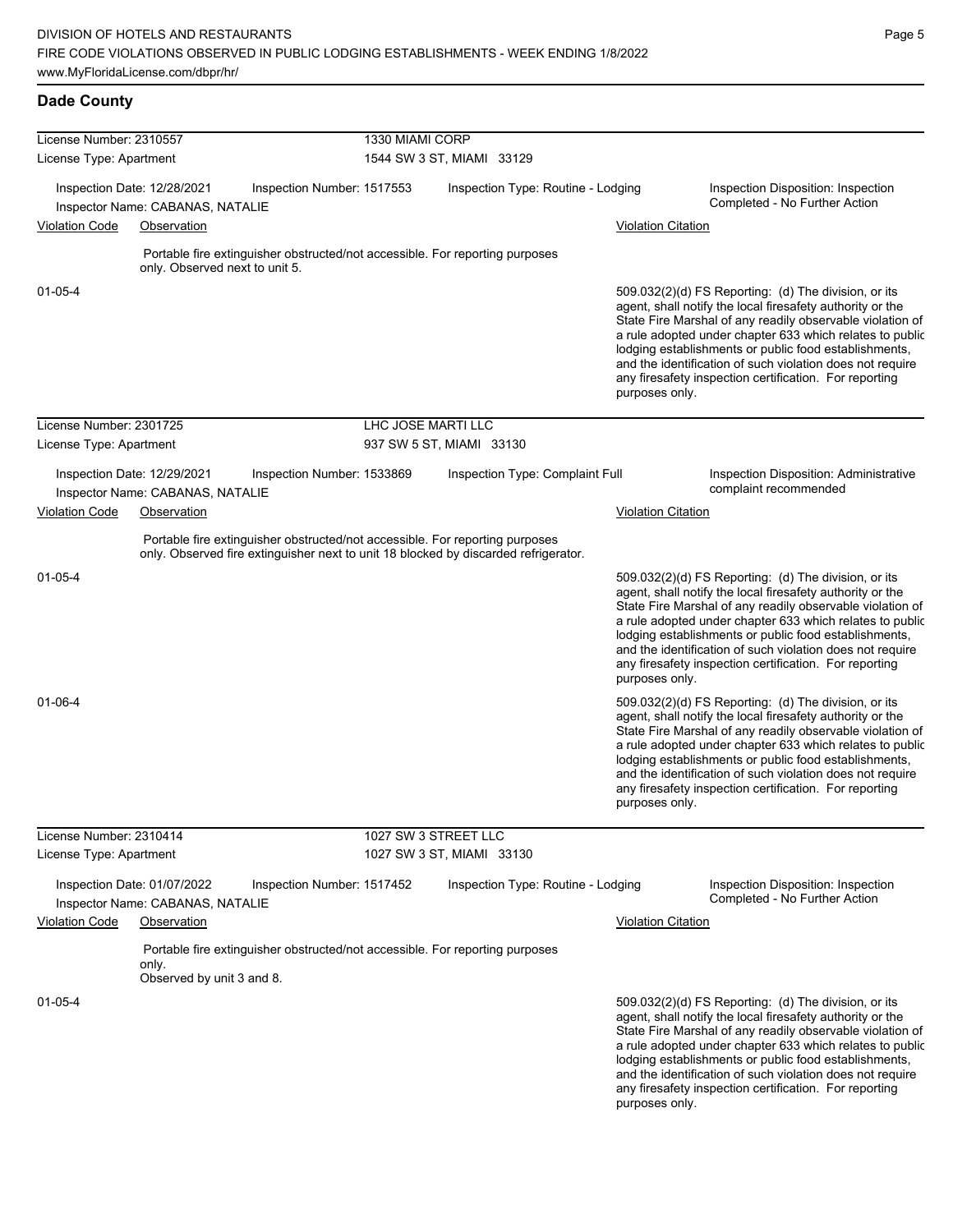## Dade County

**License Number:** 2310557 — 1330 MIAMI CORP
**License Type:** Apartment — 1544 SW 3 ST, MIAMI 33129

Inspection Date: 12/28/2021 | Inspection Number: 1517553 | Inspection Type: Routine - Lodging | Inspection Disposition: Inspection Completed - No Further Action
Inspector Name: CABANAS, NATALIE

| Violation Code | Observation | Violation Citation |
|---|---|---|
| 01-05-4 | Portable fire extinguisher obstructed/not accessible. For reporting purposes only. Observed next to unit 5. | 509.032(2)(d) FS Reporting: (d) The division, or its agent, shall notify the local firesafety authority or the State Fire Marshal of any readily observable violation of a rule adopted under chapter 633 which relates to public lodging establishments or public food establishments, and the identification of such violation does not require any firesafety inspection certification. For reporting purposes only. |

---

**License Number:** 2301725 — LHC JOSE MARTI LLC
**License Type:** Apartment — 937 SW 5 ST, MIAMI 33130

Inspection Date: 12/29/2021 | Inspection Number: 1533869 | Inspection Type: Complaint Full | Inspection Disposition: Administrative complaint recommended
Inspector Name: CABANAS, NATALIE

| Violation Code | Observation | Violation Citation |
|---|---|---|
| 01-05-4 | Portable fire extinguisher obstructed/not accessible. For reporting purposes only. Observed fire extinguisher next to unit 18 blocked by discarded refrigerator. | 509.032(2)(d) FS Reporting: (d) The division, or its agent, shall notify the local firesafety authority or the State Fire Marshal of any readily observable violation of a rule adopted under chapter 633 which relates to public lodging establishments or public food establishments, and the identification of such violation does not require any firesafety inspection certification. For reporting purposes only. |
| 01-06-4 | | 509.032(2)(d) FS Reporting: (d) The division, or its agent, shall notify the local firesafety authority or the State Fire Marshal of any readily observable violation of a rule adopted under chapter 633 which relates to public lodging establishments or public food establishments, and the identification of such violation does not require any firesafety inspection certification. For reporting purposes only. |

---

**License Number:** 2310414 — 1027 SW 3 STREET LLC
**License Type:** Apartment — 1027 SW 3 ST, MIAMI 33130

Inspection Date: 01/07/2022 | Inspection Number: 1517452 | Inspection Type: Routine - Lodging | Inspection Disposition: Inspection Completed - No Further Action
Inspector Name: CABANAS, NATALIE

| Violation Code | Observation | Violation Citation |
|---|---|---|
| 01-05-4 | Portable fire extinguisher obstructed/not accessible. For reporting purposes only. Observed by unit 3 and 8. | 509.032(2)(d) FS Reporting: (d) The division, or its agent, shall notify the local firesafety authority or the State Fire Marshal of any readily observable violation of a rule adopted under chapter 633 which relates to public lodging establishments or public food establishments, and the identification of such violation does not require any firesafety inspection certification. For reporting purposes only. |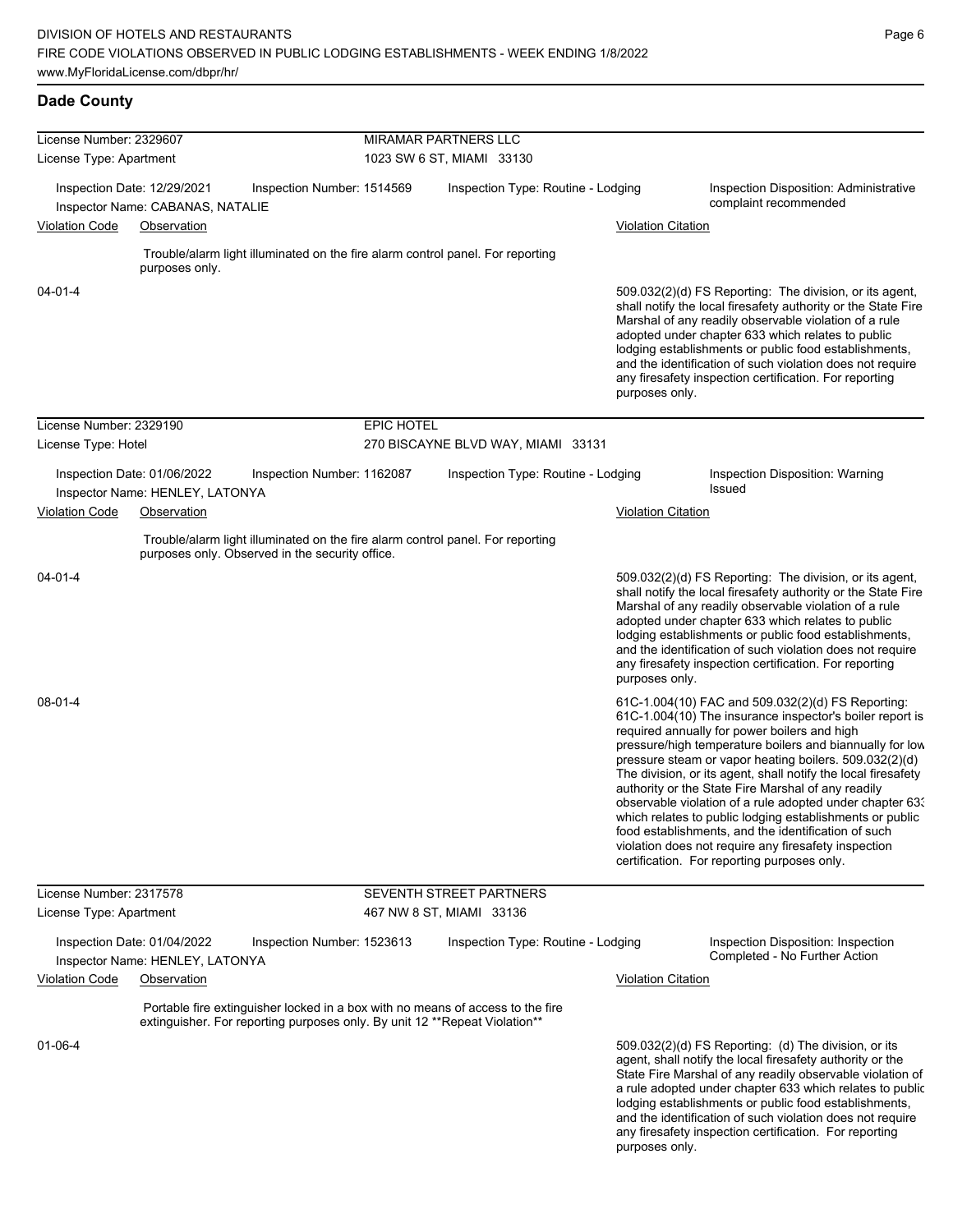## Dade County

**License Number:** 2329607 — MIRAMAR PARTNERS LLC
**License Type:** Apartment — 1023 SW 6 ST, MIAMI 33130

Inspection Date: 12/29/2021 | Inspection Number: 1514569 | Inspection Type: Routine - Lodging | Inspection Disposition: Administrative complaint recommended
Inspector Name: CABANAS, NATALIE

| Violation Code | Observation | Violation Citation |
|---|---|---|
| 04-01-4 | Trouble/alarm light illuminated on the fire alarm control panel. For reporting purposes only. | 509.032(2)(d) FS Reporting: The division, or its agent, shall notify the local firesafety authority or the State Fire Marshal of any readily observable violation of a rule adopted under chapter 633 which relates to public lodging establishments or public food establishments, and the identification of such violation does not require any firesafety inspection certification. For reporting purposes only. |

**License Number:** 2329190 — EPIC HOTEL
**License Type:** Hotel — 270 BISCAYNE BLVD WAY, MIAMI 33131

Inspection Date: 01/06/2022 | Inspection Number: 1162087 | Inspection Type: Routine - Lodging | Inspection Disposition: Warning Issued
Inspector Name: HENLEY, LATONYA

| Violation Code | Observation | Violation Citation |
|---|---|---|
| 04-01-4 | Trouble/alarm light illuminated on the fire alarm control panel. For reporting purposes only. Observed in the security office. | 509.032(2)(d) FS Reporting: The division, or its agent, shall notify the local firesafety authority or the State Fire Marshal of any readily observable violation of a rule adopted under chapter 633 which relates to public lodging establishments or public food establishments, and the identification of such violation does not require any firesafety inspection certification. For reporting purposes only. |
| 08-01-4 | | 61C-1.004(10) FAC and 509.032(2)(d) FS Reporting: 61C-1.004(10) The insurance inspector's boiler report is required annually for power boilers and high pressure/high temperature boilers and biannually for low pressure steam or vapor heating boilers. 509.032(2)(d) The division, or its agent, shall notify the local firesafety authority or the State Fire Marshal of any readily observable violation of a rule adopted under chapter 633 which relates to public lodging establishments or public food establishments, and the identification of such violation does not require any firesafety inspection certification. For reporting purposes only. |

**License Number:** 2317578 — SEVENTH STREET PARTNERS
**License Type:** Apartment — 467 NW 8 ST, MIAMI 33136

Inspection Date: 01/04/2022 | Inspection Number: 1523613 | Inspection Type: Routine - Lodging | Inspection Disposition: Inspection Completed - No Further Action
Inspector Name: HENLEY, LATONYA

| Violation Code | Observation | Violation Citation |
|---|---|---|
| 01-06-4 | Portable fire extinguisher locked in a box with no means of access to the fire extinguisher. For reporting purposes only. By unit 12 **Repeat Violation** | 509.032(2)(d) FS Reporting: (d) The division, or its agent, shall notify the local firesafety authority or the State Fire Marshal of any readily observable violation of a rule adopted under chapter 633 which relates to public lodging establishments or public food establishments, and the identification of such violation does not require any firesafety inspection certification. For reporting purposes only. |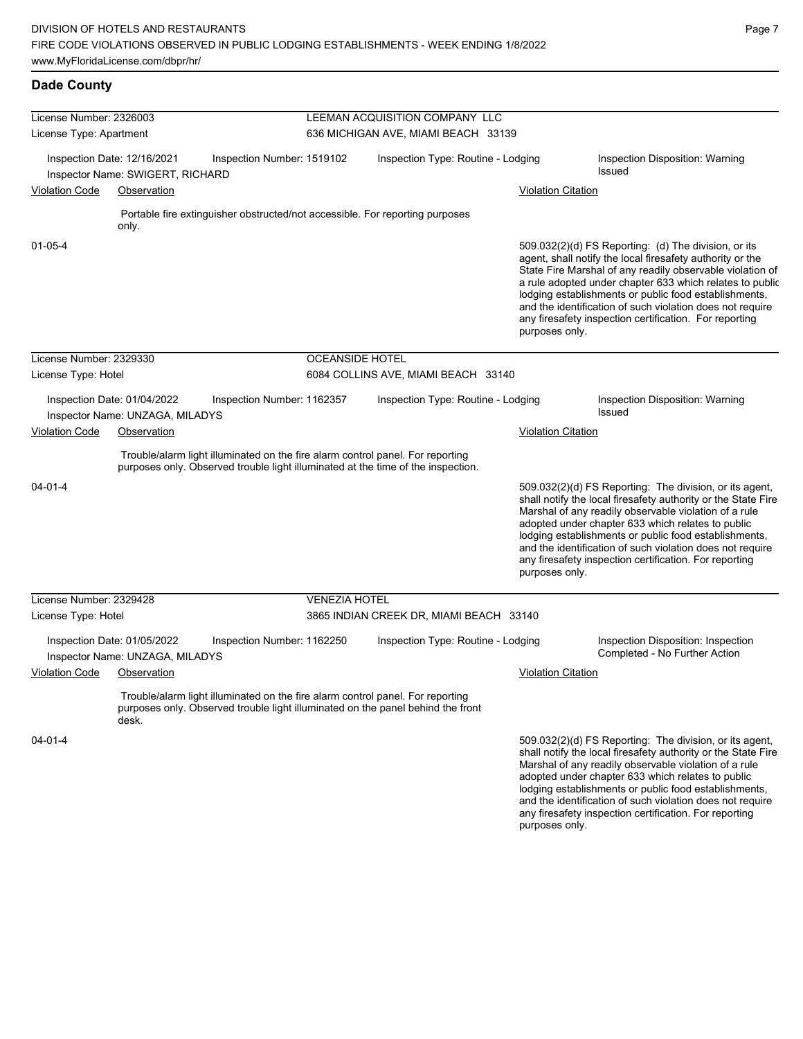## Dade County

| License Number: 2326003 | | LEEMAN ACQUISITION COMPANY LLC | |
|---|---|---|---|
| License Type: Apartment | | 636 MICHIGAN AVE, MIAMI BEACH 33139 | |
| Inspection Date: 12/16/2021 | Inspection Number: 1519102 | Inspection Type: Routine - Lodging | Inspection Disposition: Warning Issued |
| Inspector Name: SWIGERT, RICHARD | | | |

| Violation Code | Observation | Violation Citation |
|---|---|---|
| 01-05-4 | Portable fire extinguisher obstructed/not accessible. For reporting purposes only. | 509.032(2)(d) FS Reporting: (d) The division, or its agent, shall notify the local firesafety authority or the State Fire Marshal of any readily observable violation of a rule adopted under chapter 633 which relates to public lodging establishments or public food establishments, and the identification of such violation does not require any firesafety inspection certification. For reporting purposes only. |

| License Number: 2329330 | | OCEANSIDE HOTEL | |
|---|---|---|---|
| License Type: Hotel | | 6084 COLLINS AVE, MIAMI BEACH 33140 | |
| Inspection Date: 01/04/2022 | Inspection Number: 1162357 | Inspection Type: Routine - Lodging | Inspection Disposition: Warning Issued |
| Inspector Name: UNZAGA, MILADYS | | | |

| Violation Code | Observation | Violation Citation |
|---|---|---|
| 04-01-4 | Trouble/alarm light illuminated on the fire alarm control panel. For reporting purposes only. Observed trouble light illuminated at the time of the inspection. | 509.032(2)(d) FS Reporting: The division, or its agent, shall notify the local firesafety authority or the State Fire Marshal of any readily observable violation of a rule adopted under chapter 633 which relates to public lodging establishments or public food establishments, and the identification of such violation does not require any firesafety inspection certification. For reporting purposes only. |

| License Number: 2329428 | | VENEZIA HOTEL | |
|---|---|---|---|
| License Type: Hotel | | 3865 INDIAN CREEK DR, MIAMI BEACH 33140 | |
| Inspection Date: 01/05/2022 | Inspection Number: 1162250 | Inspection Type: Routine - Lodging | Inspection Disposition: Inspection Completed - No Further Action |
| Inspector Name: UNZAGA, MILADYS | | | |

| Violation Code | Observation | Violation Citation |
|---|---|---|
| 04-01-4 | Trouble/alarm light illuminated on the fire alarm control panel. For reporting purposes only. Observed trouble light illuminated on the panel behind the front desk. | 509.032(2)(d) FS Reporting: The division, or its agent, shall notify the local firesafety authority or the State Fire Marshal of any readily observable violation of a rule adopted under chapter 633 which relates to public lodging establishments or public food establishments, and the identification of such violation does not require any firesafety inspection certification. For reporting purposes only. |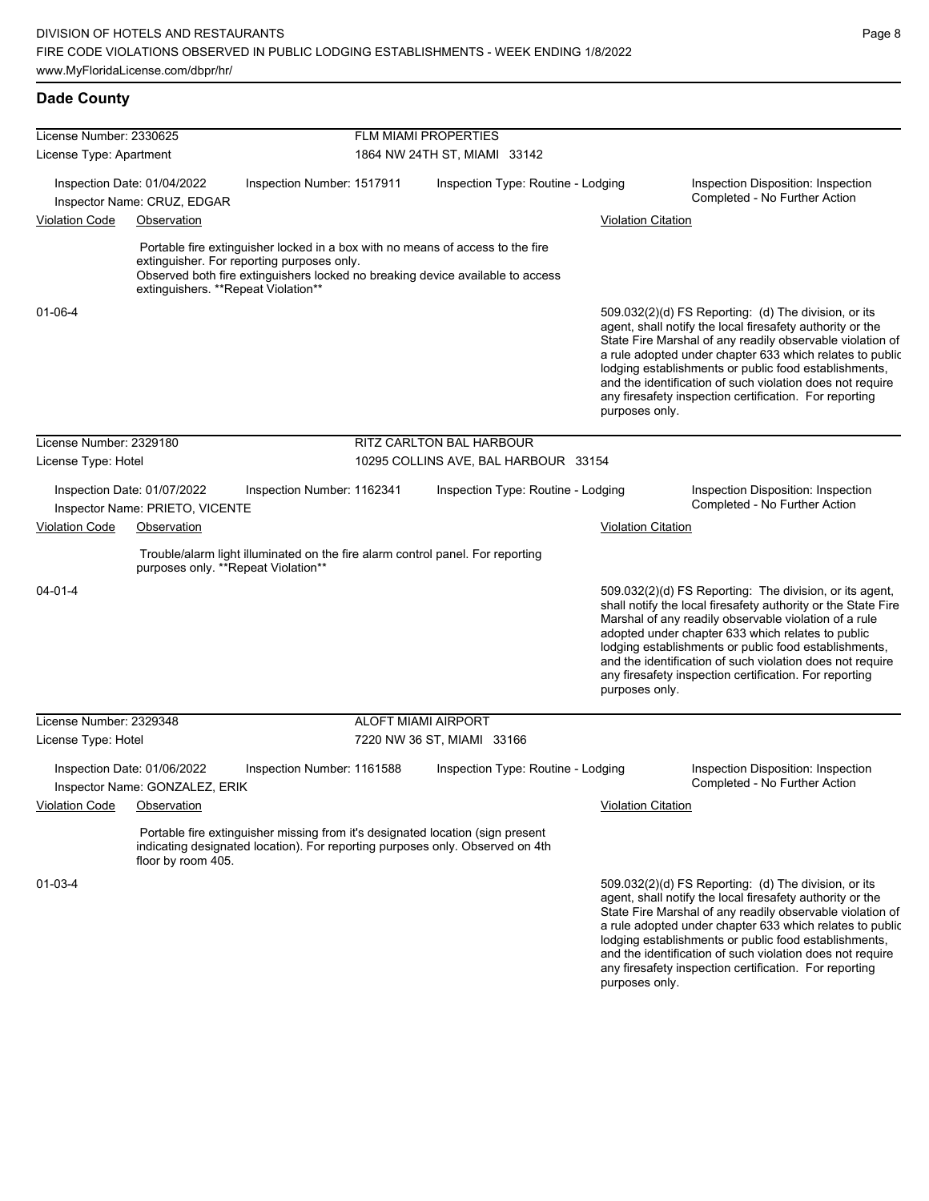## Dade County

**License Number:** 2330625 — **FLM MIAMI PROPERTIES**
**License Type:** Apartment — 1864 NW 24TH ST, MIAMI 33142

Inspection Date: 01/04/2022 | Inspection Number: 1517911 | Inspection Type: Routine - Lodging | Inspection Disposition: Inspection Completed - No Further Action
Inspector Name: CRUZ, EDGAR

| Violation Code | Observation | Violation Citation |
|---|---|---|
| 01-06-4 | Portable fire extinguisher locked in a box with no means of access to the fire extinguisher. For reporting purposes only. Observed both fire extinguishers locked no breaking device available to access extinguishers. **Repeat Violation** | 509.032(2)(d) FS Reporting: (d) The division, or its agent, shall notify the local firesafety authority or the State Fire Marshal of any readily observable violation of a rule adopted under chapter 633 which relates to public lodging establishments or public food establishments, and the identification of such violation does not require any firesafety inspection certification. For reporting purposes only. |

**License Number:** 2329180 — **RITZ CARLTON BAL HARBOUR**
**License Type:** Hotel — 10295 COLLINS AVE, BAL HARBOUR 33154

Inspection Date: 01/07/2022 | Inspection Number: 1162341 | Inspection Type: Routine - Lodging | Inspection Disposition: Inspection Completed - No Further Action
Inspector Name: PRIETO, VICENTE

| Violation Code | Observation | Violation Citation |
|---|---|---|
| 04-01-4 | Trouble/alarm light illuminated on the fire alarm control panel. For reporting purposes only. **Repeat Violation** | 509.032(2)(d) FS Reporting: The division, or its agent, shall notify the local firesafety authority or the State Fire Marshal of any readily observable violation of a rule adopted under chapter 633 which relates to public lodging establishments or public food establishments, and the identification of such violation does not require any firesafety inspection certification. For reporting purposes only. |

**License Number:** 2329348 — **ALOFT MIAMI AIRPORT**
**License Type:** Hotel — 7220 NW 36 ST, MIAMI 33166

Inspection Date: 01/06/2022 | Inspection Number: 1161588 | Inspection Type: Routine - Lodging | Inspection Disposition: Inspection Completed - No Further Action
Inspector Name: GONZALEZ, ERIK

| Violation Code | Observation | Violation Citation |
|---|---|---|
| 01-03-4 | Portable fire extinguisher missing from it's designated location (sign present indicating designated location). For reporting purposes only. Observed on 4th floor by room 405. | 509.032(2)(d) FS Reporting: (d) The division, or its agent, shall notify the local firesafety authority or the State Fire Marshal of any readily observable violation of a rule adopted under chapter 633 which relates to public lodging establishments or public food establishments, and the identification of such violation does not require any firesafety inspection certification. For reporting purposes only. |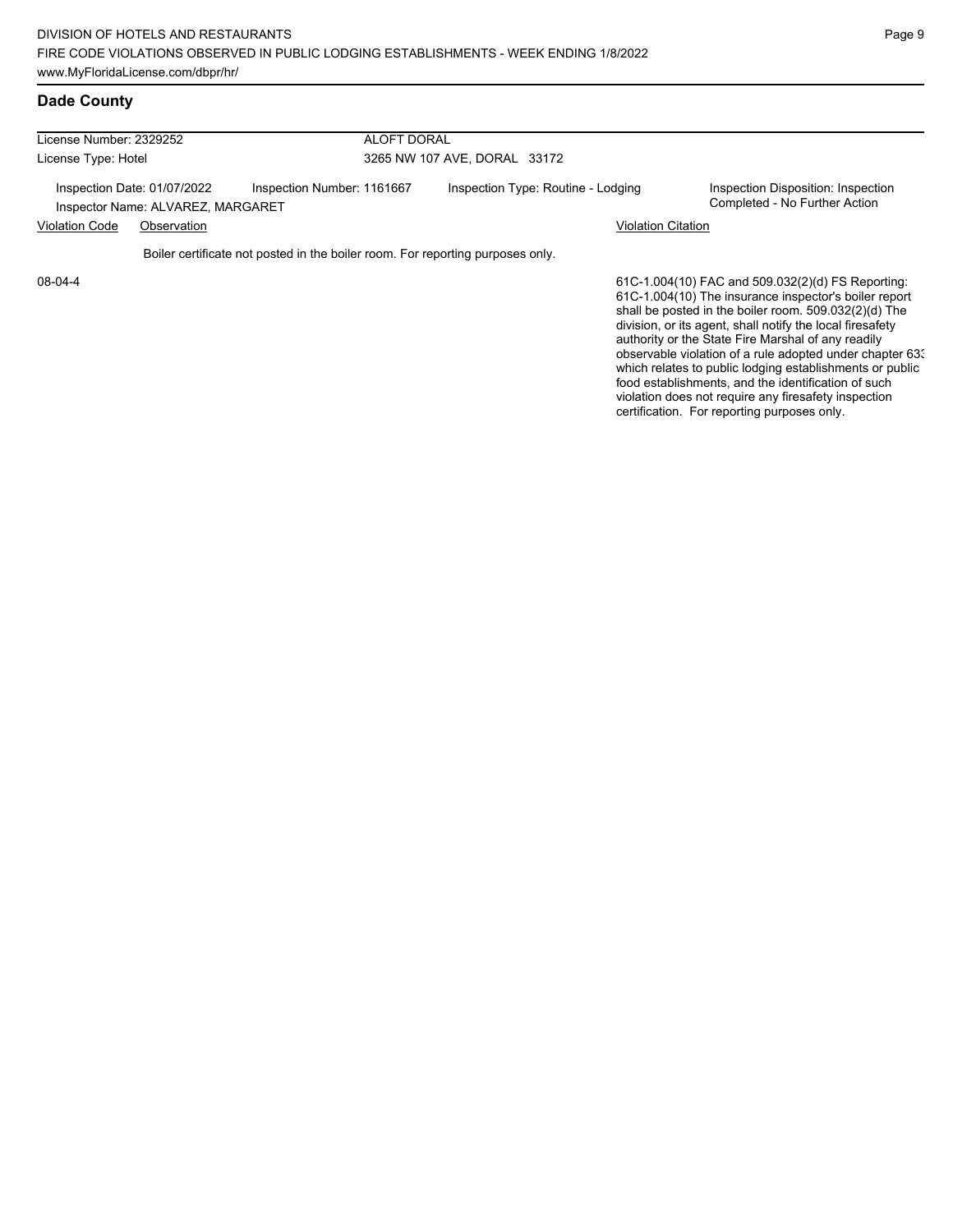## Dade County

| License Number: 2329252 | ALOFT DORAL |
|---|---|
| License Type: Hotel | 3265 NW 107 AVE, DORAL 33172 |

Inspection Date: 01/07/2022 | Inspection Number: 1161667 | Inspection Type: Routine - Lodging | Inspection Disposition: Inspection Completed - No Further Action

Inspector Name: ALVAREZ, MARGARET

| Violation Code | Observation | Violation Citation |
|---|---|---|
| 08-04-4 | Boiler certificate not posted in the boiler room. For reporting purposes only. | 61C-1.004(10) FAC and 509.032(2)(d) FS Reporting: 61C-1.004(10) The insurance inspector's boiler report shall be posted in the boiler room. 509.032(2)(d) The division, or its agent, shall notify the local firesafety authority or the State Fire Marshal of any readily observable violation of a rule adopted under chapter 633 which relates to public lodging establishments or public food establishments, and the identification of such violation does not require any firesafety inspection certification. For reporting purposes only. |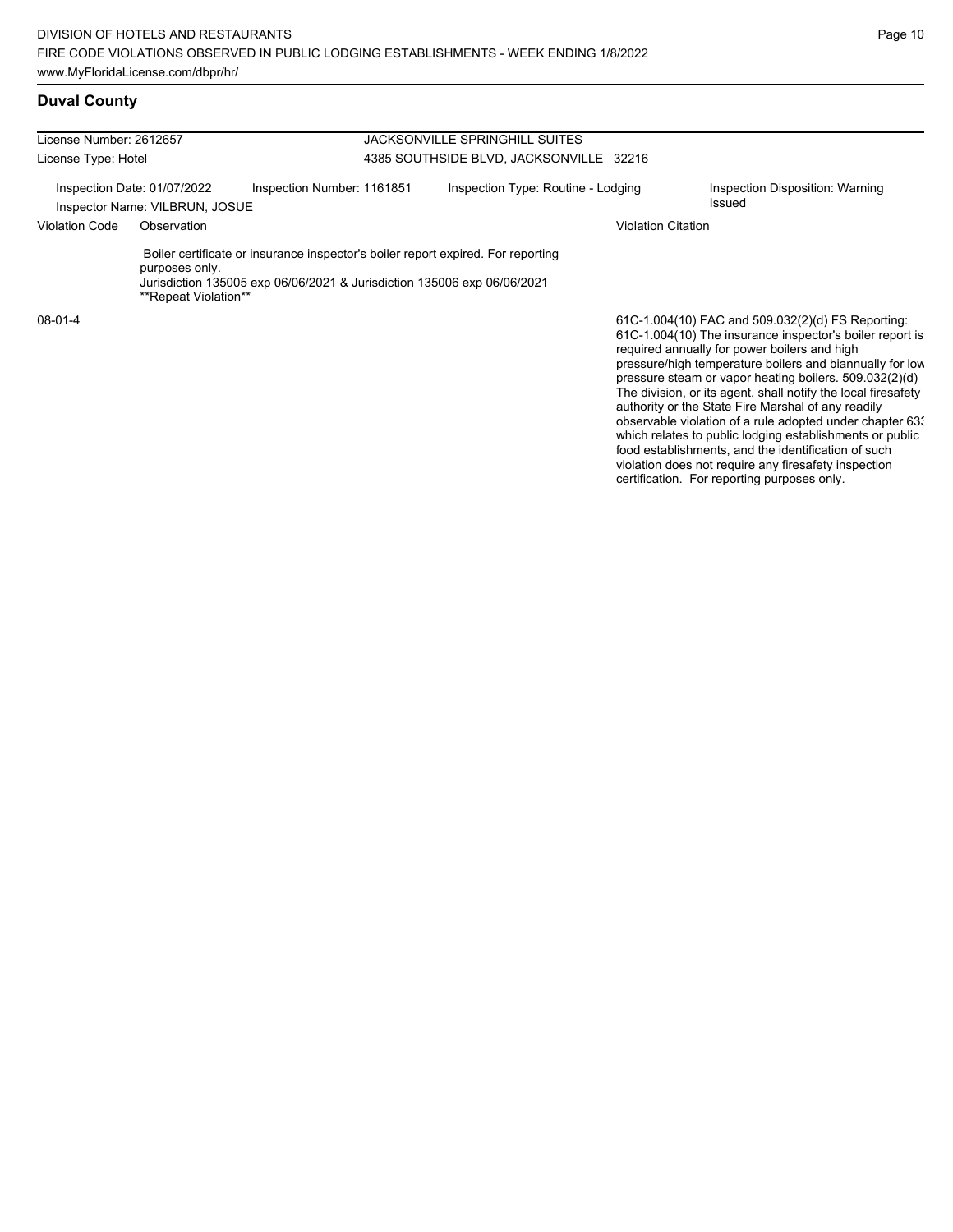## Duval County

| License Number: 2612657 | | JACKSONVILLE SPRINGHILL SUITES | |
|---|---|---|---|
| License Type: Hotel | | 4385 SOUTHSIDE BLVD, JACKSONVILLE 32216 | |

Inspection Date: 01/07/2022 | Inspection Number: 1161851 | Inspection Type: Routine - Lodging | Inspection Disposition: Warning Issued

Inspector Name: VILBRUN, JOSUE

| Violation Code | Observation | Violation Citation |
|---|---|---|
| 08-01-4 | Boiler certificate or insurance inspector's boiler report expired. For reporting purposes only. Jurisdiction 135005 exp 06/06/2021 & Jurisdiction 135006 exp 06/06/2021 **Repeat Violation** | 61C-1.004(10) FAC and 509.032(2)(d) FS Reporting: 61C-1.004(10) The insurance inspector's boiler report is required annually for power boilers and high pressure/high temperature boilers and biannually for low pressure steam or vapor heating boilers. 509.032(2)(d) The division, or its agent, shall notify the local firesafety authority or the State Fire Marshal of any readily observable violation of a rule adopted under chapter 633 which relates to public lodging establishments or public food establishments, and the identification of such violation does not require any firesafety inspection certification. For reporting purposes only. |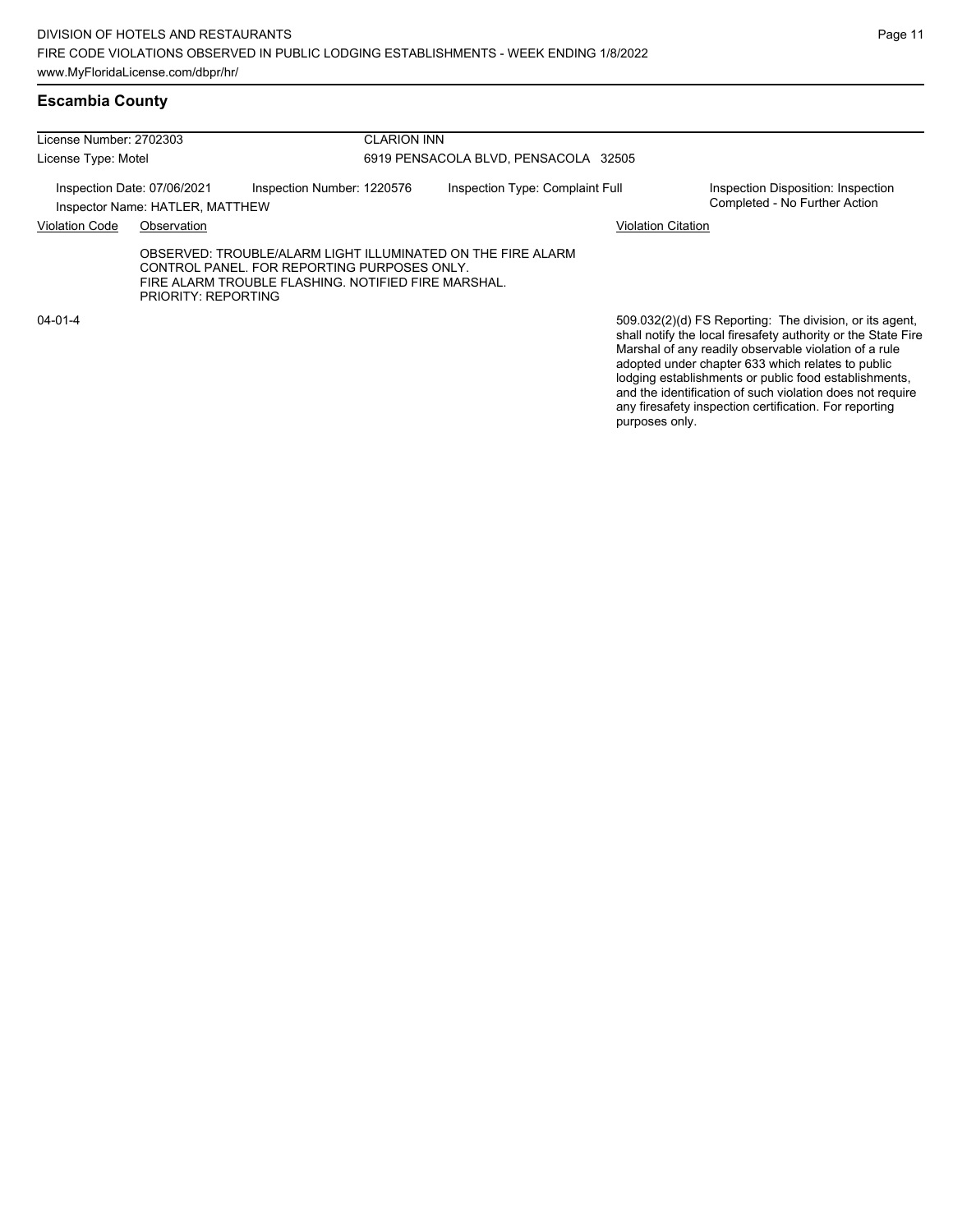## Escambia County

License Number: 2702303

License Type: Motel

CLARION INN

6919 PENSACOLA BLVD, PENSACOLA 32505

Inspection Date: 07/06/2021 | Inspection Number: 1220576 | Inspection Type: Complaint Full | Inspection Disposition: Inspection Completed - No Further Action

Inspector Name: HATLER, MATTHEW

| Violation Code | Observation | Violation Citation |
|---|---|---|
| 04-01-4 | OBSERVED: TROUBLE/ALARM LIGHT ILLUMINATED ON THE FIRE ALARM CONTROL PANEL. FOR REPORTING PURPOSES ONLY. FIRE ALARM TROUBLE FLASHING. NOTIFIED FIRE MARSHAL. PRIORITY: REPORTING | 509.032(2)(d) FS Reporting: The division, or its agent, shall notify the local firesafety authority or the State Fire Marshal of any readily observable violation of a rule adopted under chapter 633 which relates to public lodging establishments or public food establishments, and the identification of such violation does not require any firesafety inspection certification. For reporting purposes only. |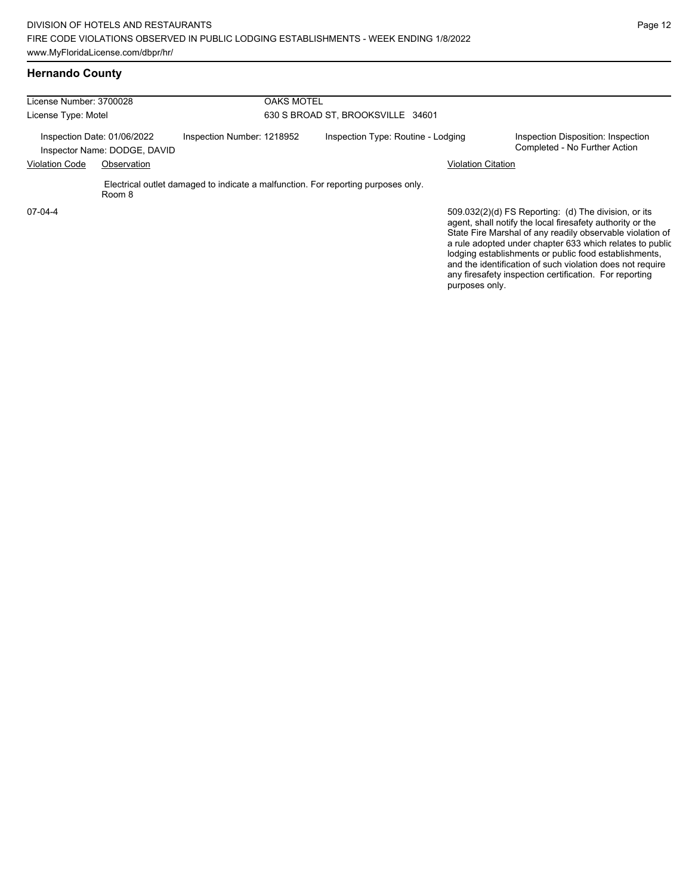## Hernando County

License Number: 3700028 | OAKS MOTEL
License Type: Motel | 630 S BROAD ST, BROOKSVILLE 34601

Inspection Date: 01/06/2022
Inspector Name: DODGE, DAVID
Inspection Number: 1218952
Inspection Type: Routine - Lodging
Inspection Disposition: Inspection Completed - No Further Action

| Violation Code | Observation | Violation Citation |
|---|---|---|
| 07-04-4 | Electrical outlet damaged to indicate a malfunction. For reporting purposes only. Room 8 | 509.032(2)(d) FS Reporting: (d) The division, or its agent, shall notify the local firesafety authority or the State Fire Marshal of any readily observable violation of a rule adopted under chapter 633 which relates to public lodging establishments or public food establishments, and the identification of such violation does not require any firesafety inspection certification. For reporting purposes only. |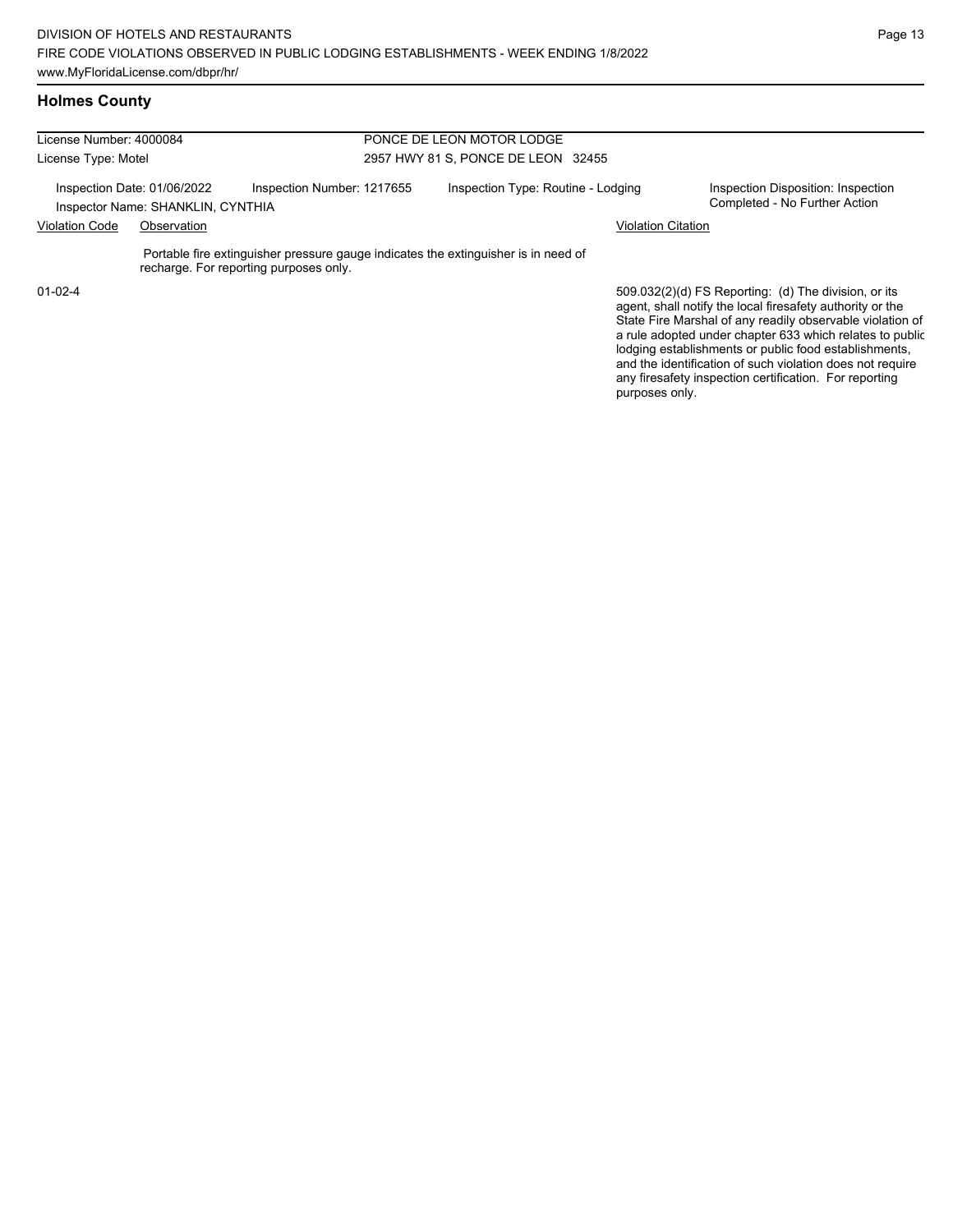## Holmes County

License Number: 4000084
License Type: Motel

PONCE DE LEON MOTOR LODGE
2957 HWY 81 S, PONCE DE LEON 32455

Inspection Date: 01/06/2022
Inspector Name: SHANKLIN, CYNTHIA
Inspection Number: 1217655
Inspection Type: Routine - Lodging
Inspection Disposition: Inspection Completed - No Further Action

| Violation Code | Observation | Violation Citation |
| --- | --- | --- |
| 01-02-4 | Portable fire extinguisher pressure gauge indicates the extinguisher is in need of recharge. For reporting purposes only. | 509.032(2)(d) FS Reporting: (d) The division, or its agent, shall notify the local firesafety authority or the State Fire Marshal of any readily observable violation of a rule adopted under chapter 633 which relates to public lodging establishments or public food establishments, and the identification of such violation does not require any firesafety inspection certification. For reporting purposes only. |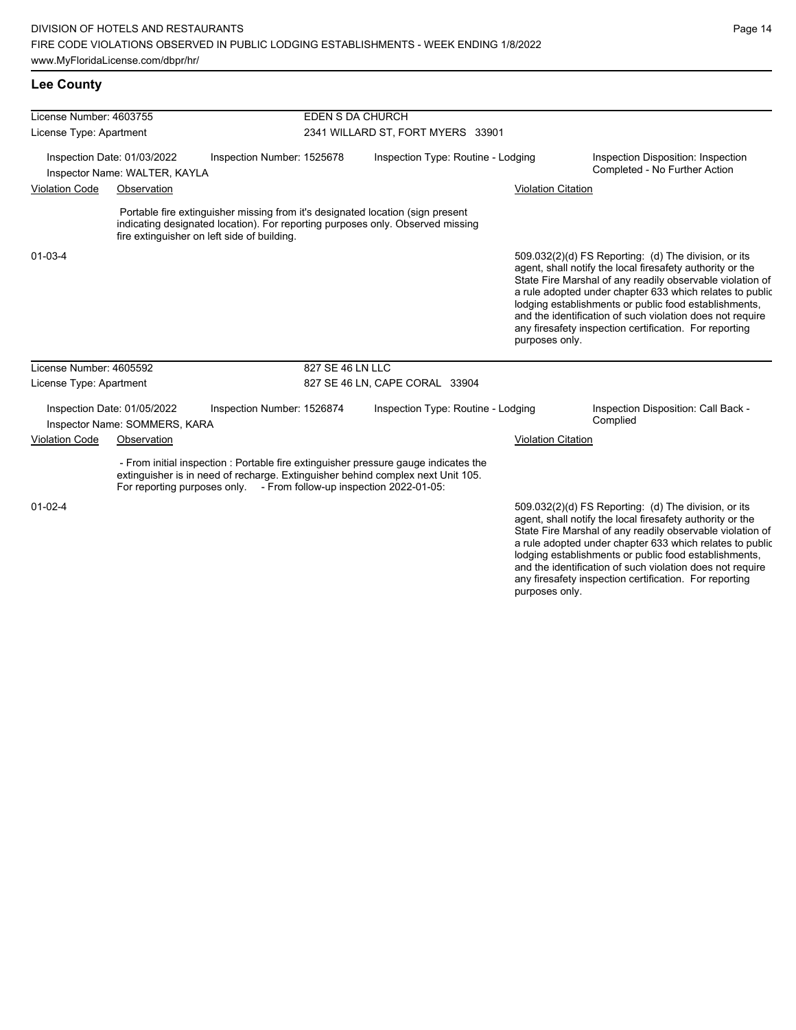## Lee County

**License Number:** 4603755 — EDEN S DA CHURCH
**License Type:** Apartment — 2341 WILLARD ST, FORT MYERS 33901

Inspection Date: 01/03/2022 | Inspection Number: 1525678 | Inspection Type: Routine - Lodging | Inspection Disposition: Inspection Completed - No Further Action
Inspector Name: WALTER, KAYLA

| Violation Code | Observation | Violation Citation |
|---|---|---|
| 01-03-4 | Portable fire extinguisher missing from it's designated location (sign present indicating designated location). For reporting purposes only. Observed missing fire extinguisher on left side of building. | 509.032(2)(d) FS Reporting: (d) The division, or its agent, shall notify the local firesafety authority or the State Fire Marshal of any readily observable violation of a rule adopted under chapter 633 which relates to public lodging establishments or public food establishments, and the identification of such violation does not require any firesafety inspection certification. For reporting purposes only. |

**License Number:** 4605592 — 827 SE 46 LN LLC
**License Type:** Apartment — 827 SE 46 LN, CAPE CORAL 33904

Inspection Date: 01/05/2022 | Inspection Number: 1526874 | Inspection Type: Routine - Lodging | Inspection Disposition: Call Back - Complied
Inspector Name: SOMMERS, KARA

| Violation Code | Observation | Violation Citation |
|---|---|---|
| 01-02-4 | - From initial inspection : Portable fire extinguisher pressure gauge indicates the extinguisher is in need of recharge. Extinguisher behind complex next Unit 105. For reporting purposes only. - From follow-up inspection 2022-01-05: | 509.032(2)(d) FS Reporting: (d) The division, or its agent, shall notify the local firesafety authority or the State Fire Marshal of any readily observable violation of a rule adopted under chapter 633 which relates to public lodging establishments or public food establishments, and the identification of such violation does not require any firesafety inspection certification. For reporting purposes only. |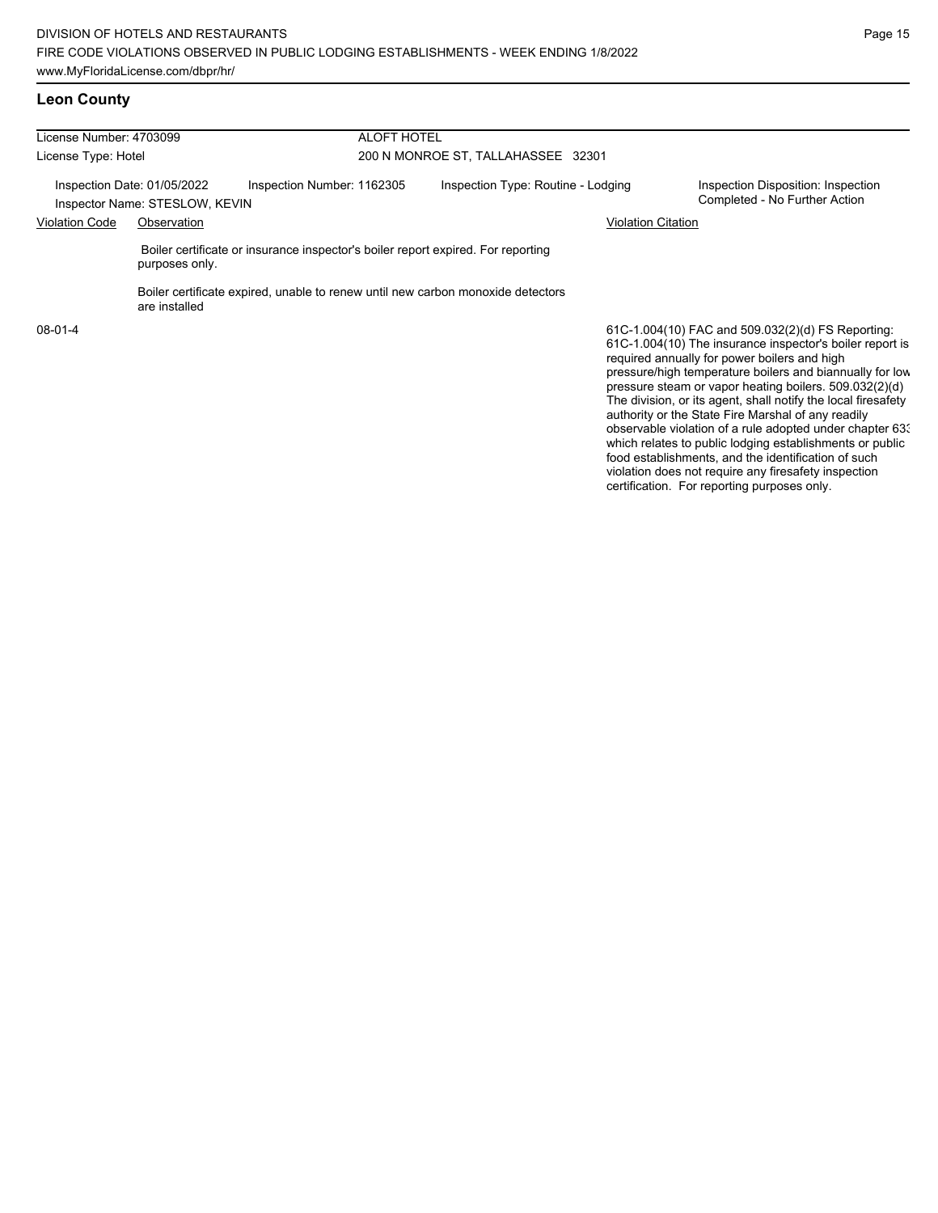## Leon County

| License Number: 4703099 | | ALOFT HOTEL | |
|---|---|---|---|
| License Type: Hotel | | 200 N MONROE ST, TALLAHASSEE 32301 | |
| Inspection Date: 01/05/2022 | Inspection Number: 1162305 | Inspection Type: Routine - Lodging | Inspection Disposition: Inspection Completed - No Further Action |
| Inspector Name: STESLOW, KEVIN | | | |

| Violation Code | Observation | Violation Citation |
|---|---|---|
| 08-01-4 | Boiler certificate or insurance inspector's boiler report expired. For reporting purposes only.<br><br>Boiler certificate expired, unable to renew until new carbon monoxide detectors are installed | 61C-1.004(10) FAC and 509.032(2)(d) FS Reporting: 61C-1.004(10) The insurance inspector's boiler report is required annually for power boilers and high pressure/high temperature boilers and biannually for low pressure steam or vapor heating boilers. 509.032(2)(d) The division, or its agent, shall notify the local firesafety authority or the State Fire Marshal of any readily observable violation of a rule adopted under chapter 633 which relates to public lodging establishments or public food establishments, and the identification of such violation does not require any firesafety inspection certification. For reporting purposes only. |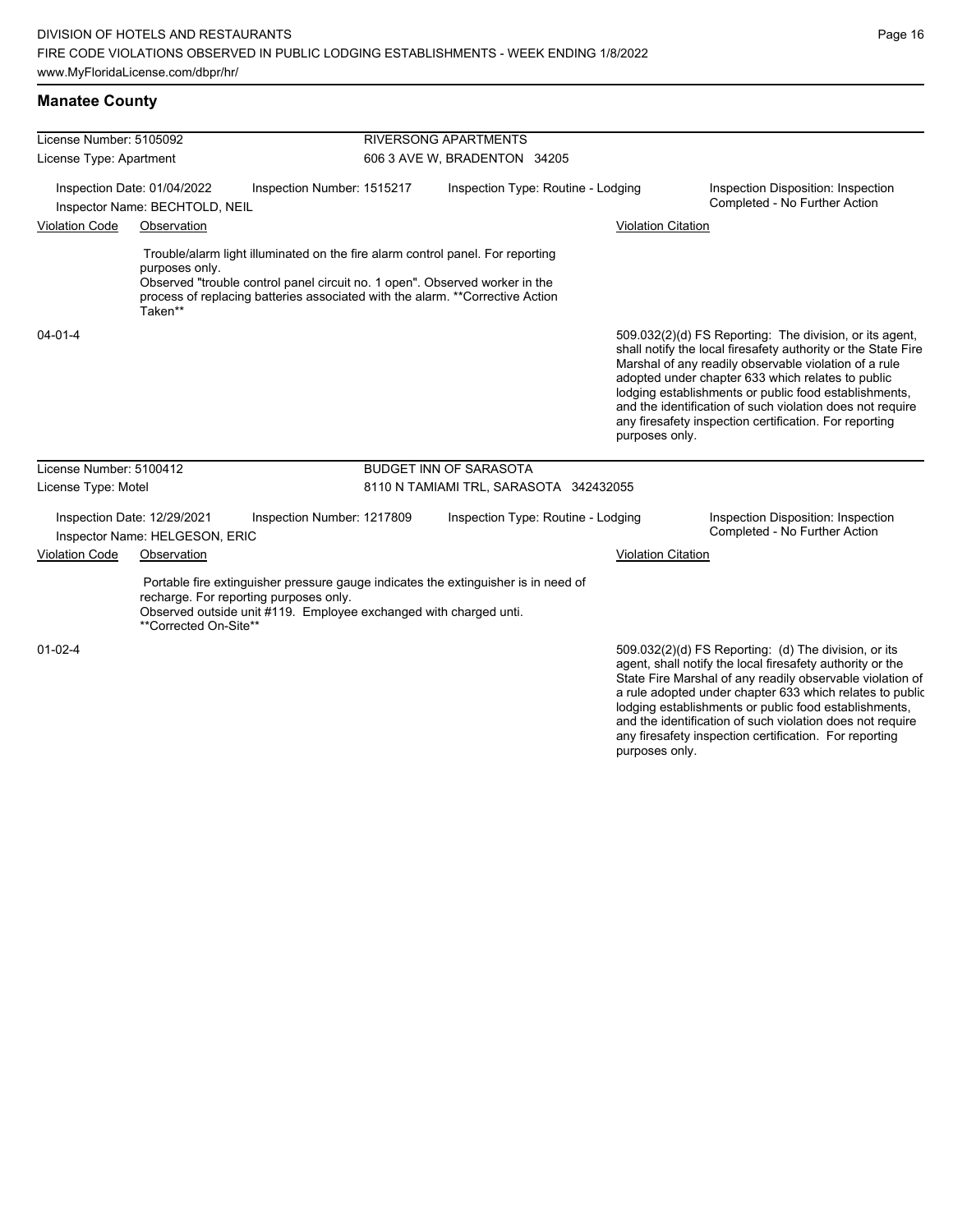## Manatee County

| License Number: 5105092 | | RIVERSONG APARTMENTS | |
|---|---|---|---|
| License Type: Apartment | | 606 3 AVE W, BRADENTON 34205 | |
| Inspection Date: 01/04/2022 | Inspection Number: 1515217 | Inspection Type: Routine - Lodging | Inspection Disposition: Inspection Completed - No Further Action |
| Inspector Name: BECHTOLD, NEIL | | | |

| Violation Code | Observation | Violation Citation |
|---|---|---|
| 04-01-4 | Trouble/alarm light illuminated on the fire alarm control panel. For reporting purposes only. Observed "trouble control panel circuit no. 1 open". Observed worker in the process of replacing batteries associated with the alarm. **Corrective Action Taken** | 509.032(2)(d) FS Reporting: The division, or its agent, shall notify the local firesafety authority or the State Fire Marshal of any readily observable violation of a rule adopted under chapter 633 which relates to public lodging establishments or public food establishments, and the identification of such violation does not require any firesafety inspection certification. For reporting purposes only. |

| License Number: 5100412 | | BUDGET INN OF SARASOTA | |
|---|---|---|---|
| License Type: Motel | | 8110 N TAMIAMI TRL, SARASOTA 342432055 | |
| Inspection Date: 12/29/2021 | Inspection Number: 1217809 | Inspection Type: Routine - Lodging | Inspection Disposition: Inspection Completed - No Further Action |
| Inspector Name: HELGESON, ERIC | | | |

| Violation Code | Observation | Violation Citation |
|---|---|---|
| 01-02-4 | Portable fire extinguisher pressure gauge indicates the extinguisher is in need of recharge. For reporting purposes only. Observed outside unit #119. Employee exchanged with charged unti. **Corrected On-Site** | 509.032(2)(d) FS Reporting: (d) The division, or its agent, shall notify the local firesafety authority or the State Fire Marshal of any readily observable violation of a rule adopted under chapter 633 which relates to public lodging establishments or public food establishments, and the identification of such violation does not require any firesafety inspection certification. For reporting purposes only. |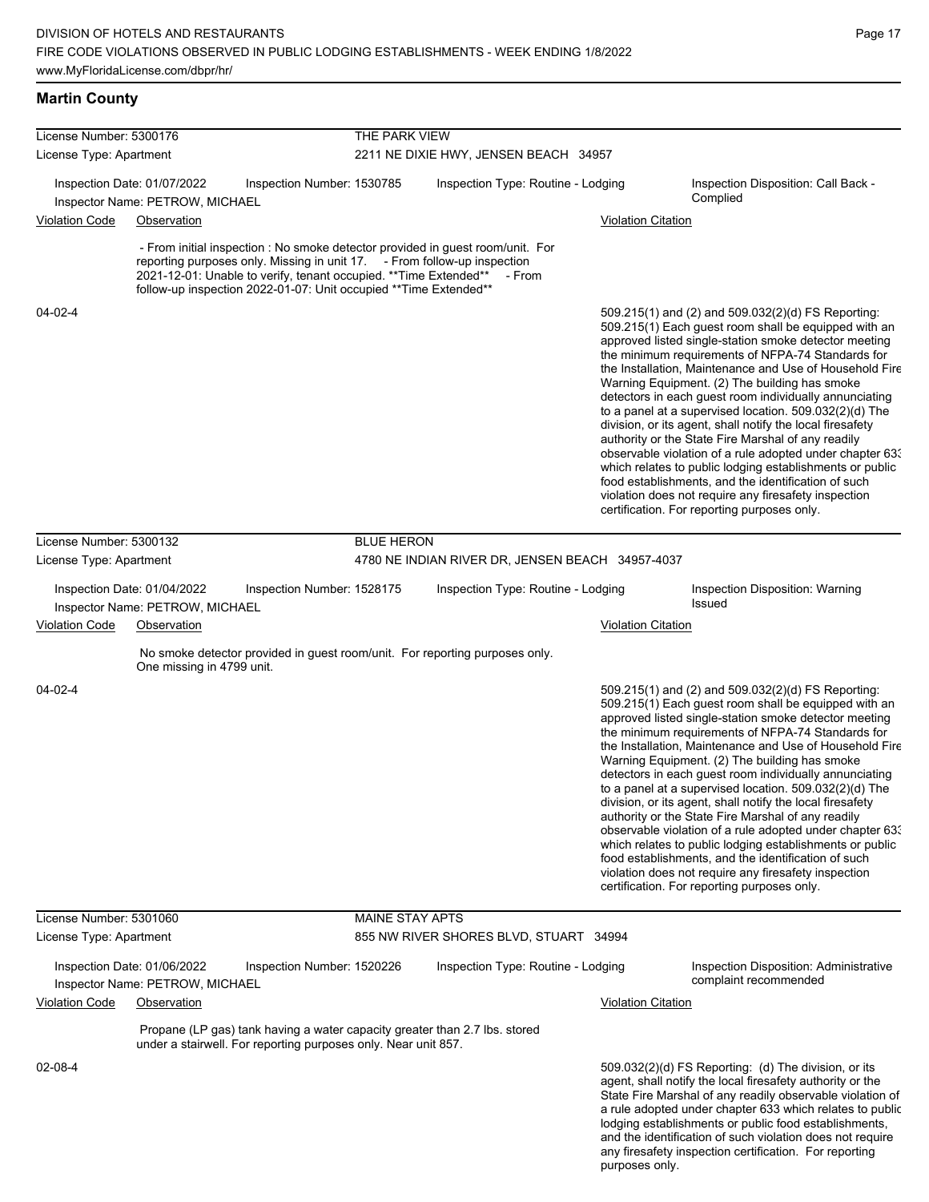## Martin County

**License Number:** 5300176 — **THE PARK VIEW**
**License Type:** Apartment — 2211 NE DIXIE HWY, JENSEN BEACH 34957

Inspection Date: 01/07/2022 | Inspection Number: 1530785 | Inspection Type: Routine - Lodging | Inspection Disposition: Call Back - Complied
Inspector Name: PETROW, MICHAEL

| Violation Code | Observation | Violation Citation |
|---|---|---|
| 04-02-4 | - From initial inspection : No smoke detector provided in guest room/unit. For reporting purposes only. Missing in unit 17. - From follow-up inspection 2021-12-01: Unable to verify, tenant occupied. **Time Extended** - From follow-up inspection 2022-01-07: Unit occupied **Time Extended** | 509.215(1) and (2) and 509.032(2)(d) FS Reporting: 509.215(1) Each guest room shall be equipped with an approved listed single-station smoke detector meeting the minimum requirements of NFPA-74 Standards for the Installation, Maintenance and Use of Household Fire Warning Equipment. (2) The building has smoke detectors in each guest room individually annunciating to a panel at a supervised location. 509.032(2)(d) The division, or its agent, shall notify the local firesafety authority or the State Fire Marshal of any readily observable violation of a rule adopted under chapter 633 which relates to public lodging establishments or public food establishments, and the identification of such violation does not require any firesafety inspection certification. For reporting purposes only. |

**License Number:** 5300132 — **BLUE HERON**
**License Type:** Apartment — 4780 NE INDIAN RIVER DR, JENSEN BEACH 34957-4037

Inspection Date: 01/04/2022 | Inspection Number: 1528175 | Inspection Type: Routine - Lodging | Inspection Disposition: Warning Issued
Inspector Name: PETROW, MICHAEL

| Violation Code | Observation | Violation Citation |
|---|---|---|
| 04-02-4 | No smoke detector provided in guest room/unit. For reporting purposes only. One missing in 4799 unit. | 509.215(1) and (2) and 509.032(2)(d) FS Reporting: 509.215(1) Each guest room shall be equipped with an approved listed single-station smoke detector meeting the minimum requirements of NFPA-74 Standards for the Installation, Maintenance and Use of Household Fire Warning Equipment. (2) The building has smoke detectors in each guest room individually annunciating to a panel at a supervised location. 509.032(2)(d) The division, or its agent, shall notify the local firesafety authority or the State Fire Marshal of any readily observable violation of a rule adopted under chapter 633 which relates to public lodging establishments or public food establishments, and the identification of such violation does not require any firesafety inspection certification. For reporting purposes only. |

**License Number:** 5301060 — **MAINE STAY APTS**
**License Type:** Apartment — 855 NW RIVER SHORES BLVD, STUART 34994

Inspection Date: 01/06/2022 | Inspection Number: 1520226 | Inspection Type: Routine - Lodging | Inspection Disposition: Administrative complaint recommended
Inspector Name: PETROW, MICHAEL

| Violation Code | Observation | Violation Citation |
|---|---|---|
| 02-08-4 | Propane (LP gas) tank having a water capacity greater than 2.7 lbs. stored under a stairwell. For reporting purposes only. Near unit 857. | 509.032(2)(d) FS Reporting: (d) The division, or its agent, shall notify the local firesafety authority or the State Fire Marshal of any readily observable violation of a rule adopted under chapter 633 which relates to public lodging establishments or public food establishments, and the identification of such violation does not require any firesafety inspection certification. For reporting purposes only. |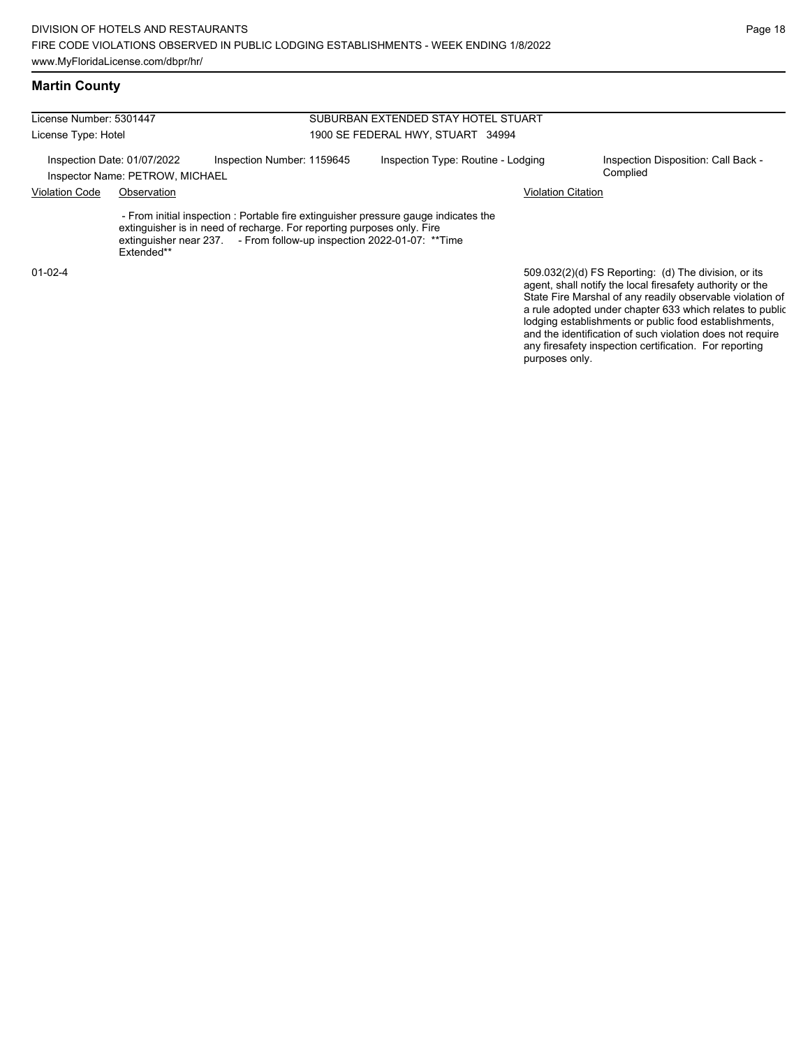## Martin County

| License Number: 5301447 | | SUBURBAN EXTENDED STAY HOTEL STUART | |
|---|---|---|---|
| License Type: Hotel | | 1900 SE FEDERAL HWY, STUART 34994 | |
| Inspection Date: 01/07/2022 | Inspection Number: 1159645 | Inspection Type: Routine - Lodging | Inspection Disposition: Call Back - Complied |
| Inspector Name: PETROW, MICHAEL | | | |

| Violation Code | Observation | Violation Citation |
|---|---|---|
| 01-02-4 | - From initial inspection : Portable fire extinguisher pressure gauge indicates the extinguisher is in need of recharge. For reporting purposes only. Fire extinguisher near 237. - From follow-up inspection 2022-01-07: **Time Extended** | 509.032(2)(d) FS Reporting: (d) The division, or its agent, shall notify the local firesafety authority or the State Fire Marshal of any readily observable violation of a rule adopted under chapter 633 which relates to public lodging establishments or public food establishments, and the identification of such violation does not require any firesafety inspection certification. For reporting purposes only. |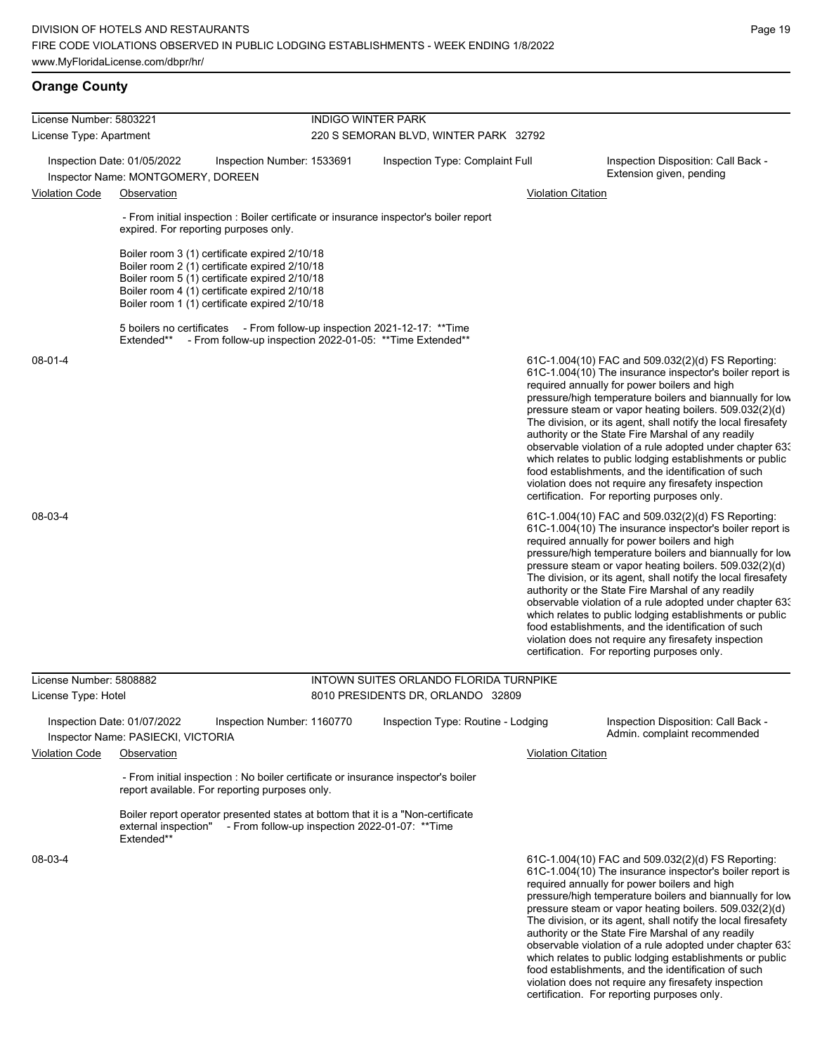## Orange County

**License Number:** 5803221 — **INDIGO WINTER PARK**
**License Type:** Apartment — 220 S SEMORAN BLVD, WINTER PARK 32792

Inspection Date: 01/05/2022 | Inspection Number: 1533691 | Inspection Type: Complaint Full | Inspection Disposition: Call Back - Extension given, pending

Inspector Name: MONTGOMERY, DOREEN

| Violation Code | Observation | Violation Citation |
|---|---|---|
| 08-01-4 | - From initial inspection : Boiler certificate or insurance inspector's boiler report expired. For reporting purposes only.<br><br>Boiler room 3 (1) certificate expired 2/10/18<br>Boiler room 2 (1) certificate expired 2/10/18<br>Boiler room 5 (1) certificate expired 2/10/18<br>Boiler room 4 (1) certificate expired 2/10/18<br>Boiler room 1 (1) certificate expired 2/10/18<br><br>5 boilers no certificates - From follow-up inspection 2021-12-17: **Time Extended** - From follow-up inspection 2022-01-05: **Time Extended** | 61C-1.004(10) FAC and 509.032(2)(d) FS Reporting: 61C-1.004(10) The insurance inspector's boiler report is required annually for power boilers and high pressure/high temperature boilers and biannually for low pressure steam or vapor heating boilers. 509.032(2)(d) The division, or its agent, shall notify the local firesafety authority or the State Fire Marshal of any readily observable violation of a rule adopted under chapter 633 which relates to public lodging establishments or public food establishments, and the identification of such violation does not require any firesafety inspection certification. For reporting purposes only. |
| 08-03-4 | | 61C-1.004(10) FAC and 509.032(2)(d) FS Reporting: 61C-1.004(10) The insurance inspector's boiler report is required annually for power boilers and high pressure/high temperature boilers and biannually for low pressure steam or vapor heating boilers. 509.032(2)(d) The division, or its agent, shall notify the local firesafety authority or the State Fire Marshal of any readily observable violation of a rule adopted under chapter 633 which relates to public lodging establishments or public food establishments, and the identification of such violation does not require any firesafety inspection certification. For reporting purposes only. |

**License Number:** 5808882 — **INTOWN SUITES ORLANDO FLORIDA TURNPIKE**
**License Type:** Hotel — 8010 PRESIDENTS DR, ORLANDO 32809

Inspection Date: 01/07/2022 | Inspection Number: 1160770 | Inspection Type: Routine - Lodging | Inspection Disposition: Call Back - Admin. complaint recommended

Inspector Name: PASIECKI, VICTORIA

| Violation Code | Observation | Violation Citation |
|---|---|---|
| 08-03-4 | - From initial inspection : No boiler certificate or insurance inspector's boiler report available. For reporting purposes only.<br><br>Boiler report operator presented states at bottom that it is a "Non-certificate external inspection" - From follow-up inspection 2022-01-07: **Time Extended** | 61C-1.004(10) FAC and 509.032(2)(d) FS Reporting: 61C-1.004(10) The insurance inspector's boiler report is required annually for power boilers and high pressure/high temperature boilers and biannually for low pressure steam or vapor heating boilers. 509.032(2)(d) The division, or its agent, shall notify the local firesafety authority or the State Fire Marshal of any readily observable violation of a rule adopted under chapter 633 which relates to public lodging establishments or public food establishments, and the identification of such violation does not require any firesafety inspection certification. For reporting purposes only. |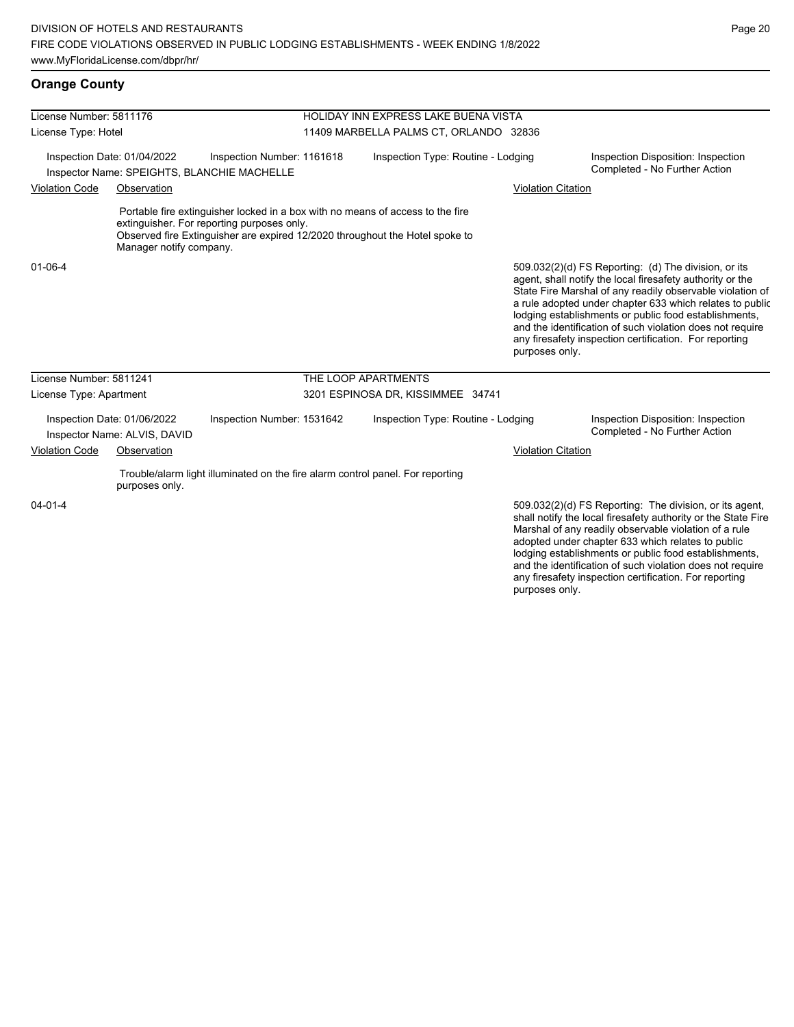## Orange County

| License Number: 5811176 | HOLIDAY INN EXPRESS LAKE BUENA VISTA |
|---|---|
| License Type: Hotel | 11409 MARBELLA PALMS CT, ORLANDO 32836 |

Inspection Date: 01/04/2022 | Inspection Number: 1161618 | Inspection Type: Routine - Lodging | Inspection Disposition: Inspection Completed - No Further Action

Inspector Name: SPEIGHTS, BLANCHIE MACHELLE

| Violation Code | Observation | Violation Citation |
|---|---|---|
| 01-06-4 | Portable fire extinguisher locked in a box with no means of access to the fire extinguisher. For reporting purposes only. Observed fire Extinguisher are expired 12/2020 throughout the Hotel spoke to Manager notify company. | 509.032(2)(d) FS Reporting: (d) The division, or its agent, shall notify the local firesafety authority or the State Fire Marshal of any readily observable violation of a rule adopted under chapter 633 which relates to public lodging establishments or public food establishments, and the identification of such violation does not require any firesafety inspection certification. For reporting purposes only. |

| License Number: 5811241 | THE LOOP APARTMENTS |
|---|---|
| License Type: Apartment | 3201 ESPINOSA DR, KISSIMMEE 34741 |

Inspection Date: 01/06/2022 | Inspection Number: 1531642 | Inspection Type: Routine - Lodging | Inspection Disposition: Inspection Completed - No Further Action

Inspector Name: ALVIS, DAVID

| Violation Code | Observation | Violation Citation |
|---|---|---|
| 04-01-4 | Trouble/alarm light illuminated on the fire alarm control panel. For reporting purposes only. | 509.032(2)(d) FS Reporting: The division, or its agent, shall notify the local firesafety authority or the State Fire Marshal of any readily observable violation of a rule adopted under chapter 633 which relates to public lodging establishments or public food establishments, and the identification of such violation does not require any firesafety inspection certification. For reporting purposes only. |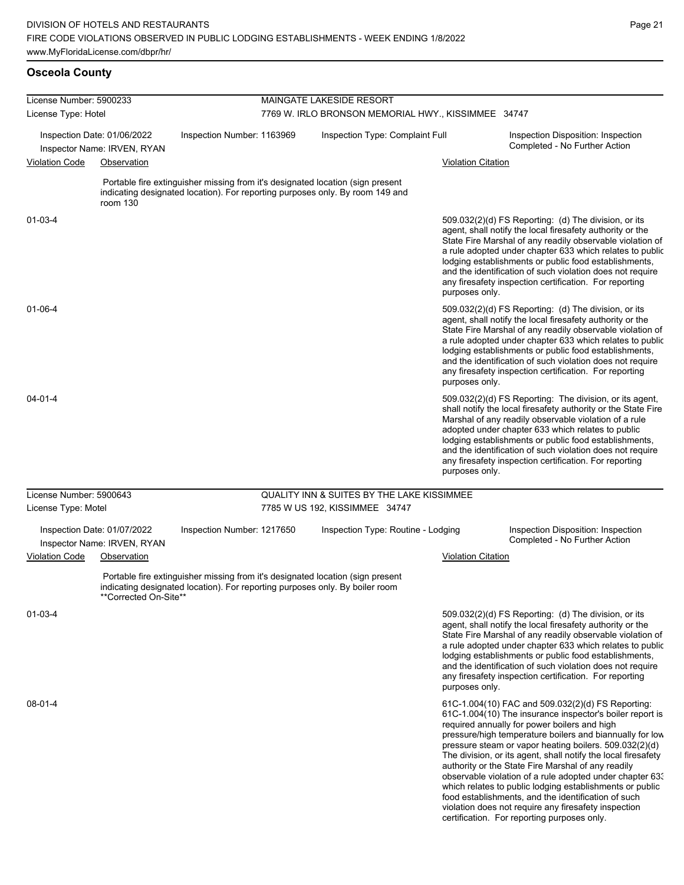## Osceola County

**License Number:** 5900233
**License Type:** Hotel
**MAINGATE LAKESIDE RESORT**
7769 W. IRLO BRONSON MEMORIAL HWY., KISSIMMEE 34747

**Inspection Date:** 01/06/2022
**Inspection Number:** 1163969
**Inspection Type:** Complaint Full
**Inspection Disposition:** Inspection Completed - No Further Action
**Inspector Name:** IRVEN, RYAN

| Violation Code | Observation | Violation Citation |
|---|---|---|
| | Portable fire extinguisher missing from it's designated location (sign present indicating designated location). For reporting purposes only. By room 149 and room 130 | |
| 01-03-4 | | 509.032(2)(d) FS Reporting: (d) The division, or its agent, shall notify the local firesafety authority or the State Fire Marshal of any readily observable violation of a rule adopted under chapter 633 which relates to public lodging establishments or public food establishments, and the identification of such violation does not require any firesafety inspection certification. For reporting purposes only. |
| 01-06-4 | | 509.032(2)(d) FS Reporting: (d) The division, or its agent, shall notify the local firesafety authority or the State Fire Marshal of any readily observable violation of a rule adopted under chapter 633 which relates to public lodging establishments or public food establishments, and the identification of such violation does not require any firesafety inspection certification. For reporting purposes only. |
| 04-01-4 | | 509.032(2)(d) FS Reporting: The division, or its agent, shall notify the local firesafety authority or the State Fire Marshal of any readily observable violation of a rule adopted under chapter 633 which relates to public lodging establishments or public food establishments, and the identification of such violation does not require any firesafety inspection certification. For reporting purposes only. |

**License Number:** 5900643
**License Type:** Motel
**QUALITY INN & SUITES BY THE LAKE KISSIMMEE**
7785 W US 192, KISSIMMEE 34747

**Inspection Date:** 01/07/2022
**Inspection Number:** 1217650
**Inspection Type:** Routine - Lodging
**Inspection Disposition:** Inspection Completed - No Further Action
**Inspector Name:** IRVEN, RYAN

| Violation Code | Observation | Violation Citation |
|---|---|---|
| | Portable fire extinguisher missing from it's designated location (sign present indicating designated location). For reporting purposes only. By boiler room **Corrected On-Site** | |
| 01-03-4 | | 509.032(2)(d) FS Reporting: (d) The division, or its agent, shall notify the local firesafety authority or the State Fire Marshal of any readily observable violation of a rule adopted under chapter 633 which relates to public lodging establishments or public food establishments, and the identification of such violation does not require any firesafety inspection certification. For reporting purposes only. |
| 08-01-4 | | 61C-1.004(10) FAC and 509.032(2)(d) FS Reporting: 61C-1.004(10) The insurance inspector's boiler report is required annually for power boilers and high pressure/high temperature boilers and biannually for low pressure steam or vapor heating boilers. 509.032(2)(d) The division, or its agent, shall notify the local firesafety authority or the State Fire Marshal of any readily observable violation of a rule adopted under chapter 633 which relates to public lodging establishments or public food establishments, and the identification of such violation does not require any firesafety inspection certification. For reporting purposes only. |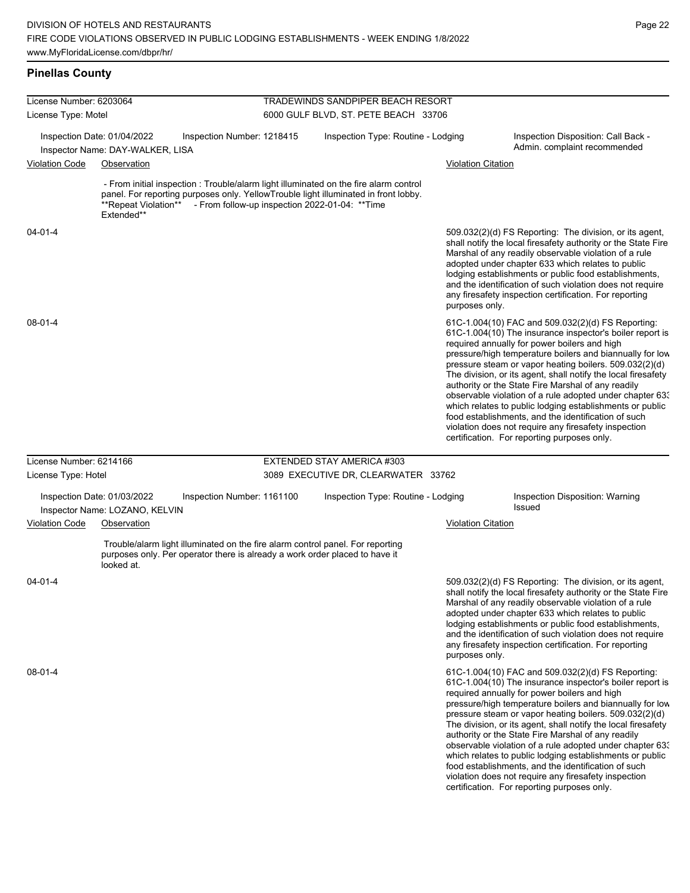## Pinellas County

**License Number:** 6203064
**License Type:** Motel
**TRADEWINDS SANDPIPER BEACH RESORT**
6000 GULF BLVD, ST. PETE BEACH 33706

Inspection Date: 01/04/2022 | Inspection Number: 1218415 | Inspection Type: Routine - Lodging | Inspection Disposition: Call Back - Admin. complaint recommended
Inspector Name: DAY-WALKER, LISA

| Violation Code | Observation | Violation Citation |
|---|---|---|
| | - From initial inspection : Trouble/alarm light illuminated on the fire alarm control panel. For reporting purposes only. YellowTrouble light illuminated in front lobby. **Repeat Violation** - From follow-up inspection 2022-01-04: **Time Extended** | |
| 04-01-4 | | 509.032(2)(d) FS Reporting: The division, or its agent, shall notify the local firesafety authority or the State Fire Marshal of any readily observable violation of a rule adopted under chapter 633 which relates to public lodging establishments or public food establishments, and the identification of such violation does not require any firesafety inspection certification. For reporting purposes only. |
| 08-01-4 | | 61C-1.004(10) FAC and 509.032(2)(d) FS Reporting: 61C-1.004(10) The insurance inspector's boiler report is required annually for power boilers and high pressure/high temperature boilers and biannually for low pressure steam or vapor heating boilers. 509.032(2)(d) The division, or its agent, shall notify the local firesafety authority or the State Fire Marshal of any readily observable violation of a rule adopted under chapter 633 which relates to public lodging establishments or public food establishments, and the identification of such violation does not require any firesafety inspection certification. For reporting purposes only. |

**License Number:** 6214166
**License Type:** Hotel
**EXTENDED STAY AMERICA #303**
3089 EXECUTIVE DR, CLEARWATER 33762

Inspection Date: 01/03/2022 | Inspection Number: 1161100 | Inspection Type: Routine - Lodging | Inspection Disposition: Warning Issued
Inspector Name: LOZANO, KELVIN

| Violation Code | Observation | Violation Citation |
|---|---|---|
| | Trouble/alarm light illuminated on the fire alarm control panel. For reporting purposes only. Per operator there is already a work order placed to have it looked at. | |
| 04-01-4 | | 509.032(2)(d) FS Reporting: The division, or its agent, shall notify the local firesafety authority or the State Fire Marshal of any readily observable violation of a rule adopted under chapter 633 which relates to public lodging establishments or public food establishments, and the identification of such violation does not require any firesafety inspection certification. For reporting purposes only. |
| 08-01-4 | | 61C-1.004(10) FAC and 509.032(2)(d) FS Reporting: 61C-1.004(10) The insurance inspector's boiler report is required annually for power boilers and high pressure/high temperature boilers and biannually for low pressure steam or vapor heating boilers. 509.032(2)(d) The division, or its agent, shall notify the local firesafety authority or the State Fire Marshal of any readily observable violation of a rule adopted under chapter 633 which relates to public lodging establishments or public food establishments, and the identification of such violation does not require any firesafety inspection certification. For reporting purposes only. |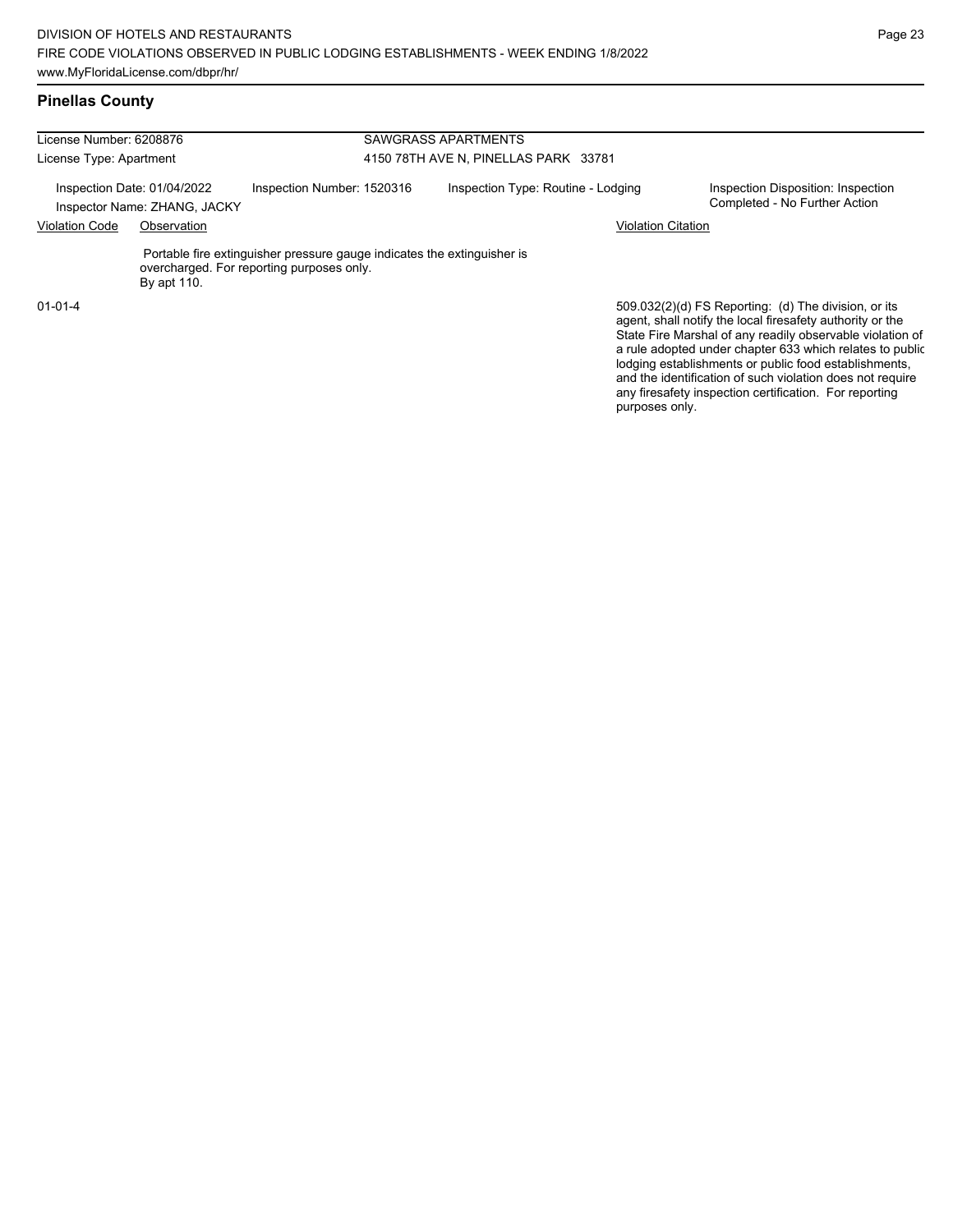## Pinellas County

| License Number: 6208876 | | SAWGRASS APARTMENTS | |
|---|---|---|---|
| License Type: Apartment | | 4150 78TH AVE N, PINELLAS PARK 33781 | |
| Inspection Date: 01/04/2022<br>Inspector Name: ZHANG, JACKY | Inspection Number: 1520316 | Inspection Type: Routine - Lodging | Inspection Disposition: Inspection Completed - No Further Action |

| Violation Code | Observation | Violation Citation |
|---|---|---|
| 01-01-4 | Portable fire extinguisher pressure gauge indicates the extinguisher is overcharged. For reporting purposes only.<br>By apt 110. | 509.032(2)(d) FS Reporting: (d) The division, or its agent, shall notify the local firesafety authority or the State Fire Marshal of any readily observable violation of a rule adopted under chapter 633 which relates to public lodging establishments or public food establishments, and the identification of such violation does not require any firesafety inspection certification. For reporting purposes only. |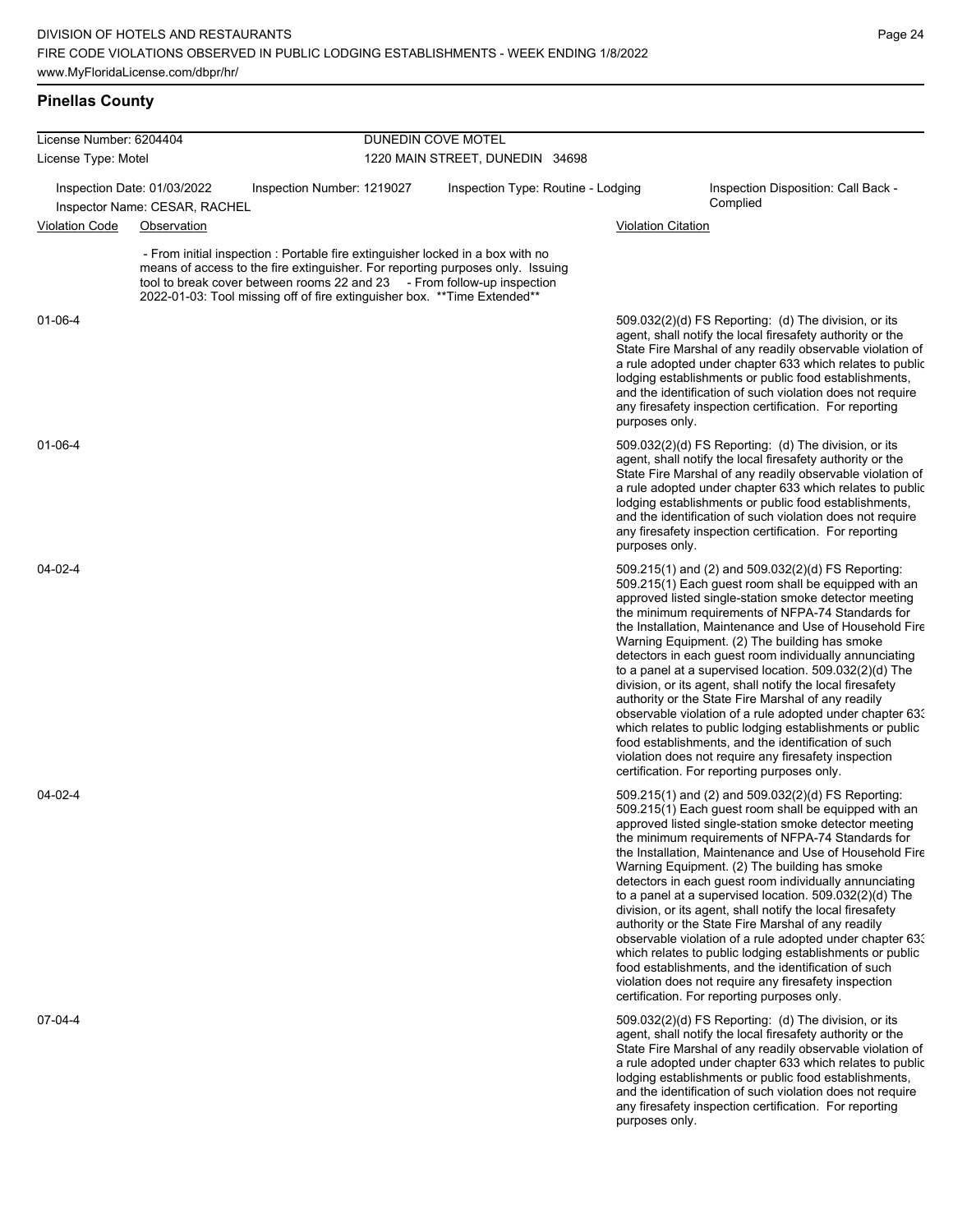## Pinellas County

| License Number: 6204404 | | DUNEDIN COVE MOTEL | |
|---|---|---|---|
| License Type: Motel | | 1220 MAIN STREET, DUNEDIN 34698 | |
| Inspection Date: 01/03/2022 | Inspection Number: 1219027 | Inspection Type: Routine - Lodging | Inspection Disposition: Call Back - Complied |
| Inspector Name: CESAR, RACHEL | | | |

| Violation Code | Observation | Violation Citation |
|---|---|---|
| | - From initial inspection : Portable fire extinguisher locked in a box with no means of access to the fire extinguisher. For reporting purposes only. Issuing tool to break cover between rooms 22 and 23 - From follow-up inspection 2022-01-03: Tool missing off of fire extinguisher box. **Time Extended** | |
| 01-06-4 | | 509.032(2)(d) FS Reporting: (d) The division, or its agent, shall notify the local firesafety authority or the State Fire Marshal of any readily observable violation of a rule adopted under chapter 633 which relates to public lodging establishments or public food establishments, and the identification of such violation does not require any firesafety inspection certification. For reporting purposes only. |
| 01-06-4 | | 509.032(2)(d) FS Reporting: (d) The division, or its agent, shall notify the local firesafety authority or the State Fire Marshal of any readily observable violation of a rule adopted under chapter 633 which relates to public lodging establishments or public food establishments, and the identification of such violation does not require any firesafety inspection certification. For reporting purposes only. |
| 04-02-4 | | 509.215(1) and (2) and 509.032(2)(d) FS Reporting: 509.215(1) Each guest room shall be equipped with an approved listed single-station smoke detector meeting the minimum requirements of NFPA-74 Standards for the Installation, Maintenance and Use of Household Fire Warning Equipment. (2) The building has smoke detectors in each guest room individually annunciating to a panel at a supervised location. 509.032(2)(d) The division, or its agent, shall notify the local firesafety authority or the State Fire Marshal of any readily observable violation of a rule adopted under chapter 633 which relates to public lodging establishments or public food establishments, and the identification of such violation does not require any firesafety inspection certification. For reporting purposes only. |
| 04-02-4 | | 509.215(1) and (2) and 509.032(2)(d) FS Reporting: 509.215(1) Each guest room shall be equipped with an approved listed single-station smoke detector meeting the minimum requirements of NFPA-74 Standards for the Installation, Maintenance and Use of Household Fire Warning Equipment. (2) The building has smoke detectors in each guest room individually annunciating to a panel at a supervised location. 509.032(2)(d) The division, or its agent, shall notify the local firesafety authority or the State Fire Marshal of any readily observable violation of a rule adopted under chapter 633 which relates to public lodging establishments or public food establishments, and the identification of such violation does not require any firesafety inspection certification. For reporting purposes only. |
| 07-04-4 | | 509.032(2)(d) FS Reporting: (d) The division, or its agent, shall notify the local firesafety authority or the State Fire Marshal of any readily observable violation of a rule adopted under chapter 633 which relates to public lodging establishments or public food establishments, and the identification of such violation does not require any firesafety inspection certification. For reporting purposes only. |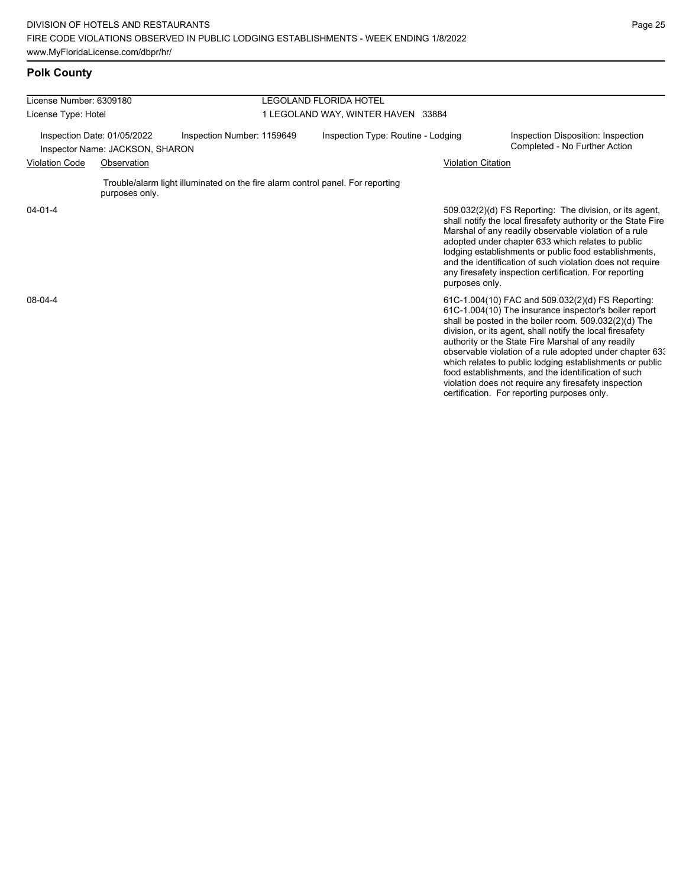## Polk County

| License Number: 6309180 | | LEGOLAND FLORIDA HOTEL | |
|---|---|---|---|
| License Type: Hotel | | 1 LEGOLAND WAY, WINTER HAVEN 33884 | |
| Inspection Date: 01/05/2022 | Inspection Number: 1159649 | Inspection Type: Routine - Lodging | Inspection Disposition: Inspection Completed - No Further Action |
| Inspector Name: JACKSON, SHARON | | | |

| Violation Code | Observation | Violation Citation |
|---|---|---|
| | Trouble/alarm light illuminated on the fire alarm control panel. For reporting purposes only. | |
| 04-01-4 | | 509.032(2)(d) FS Reporting: The division, or its agent, shall notify the local firesafety authority or the State Fire Marshal of any readily observable violation of a rule adopted under chapter 633 which relates to public lodging establishments or public food establishments, and the identification of such violation does not require any firesafety inspection certification. For reporting purposes only. |
| 08-04-4 | | 61C-1.004(10) FAC and 509.032(2)(d) FS Reporting: 61C-1.004(10) The insurance inspector's boiler report shall be posted in the boiler room. 509.032(2)(d) The division, or its agent, shall notify the local firesafety authority or the State Fire Marshal of any readily observable violation of a rule adopted under chapter 633 which relates to public lodging establishments or public food establishments, and the identification of such violation does not require any firesafety inspection certification. For reporting purposes only. |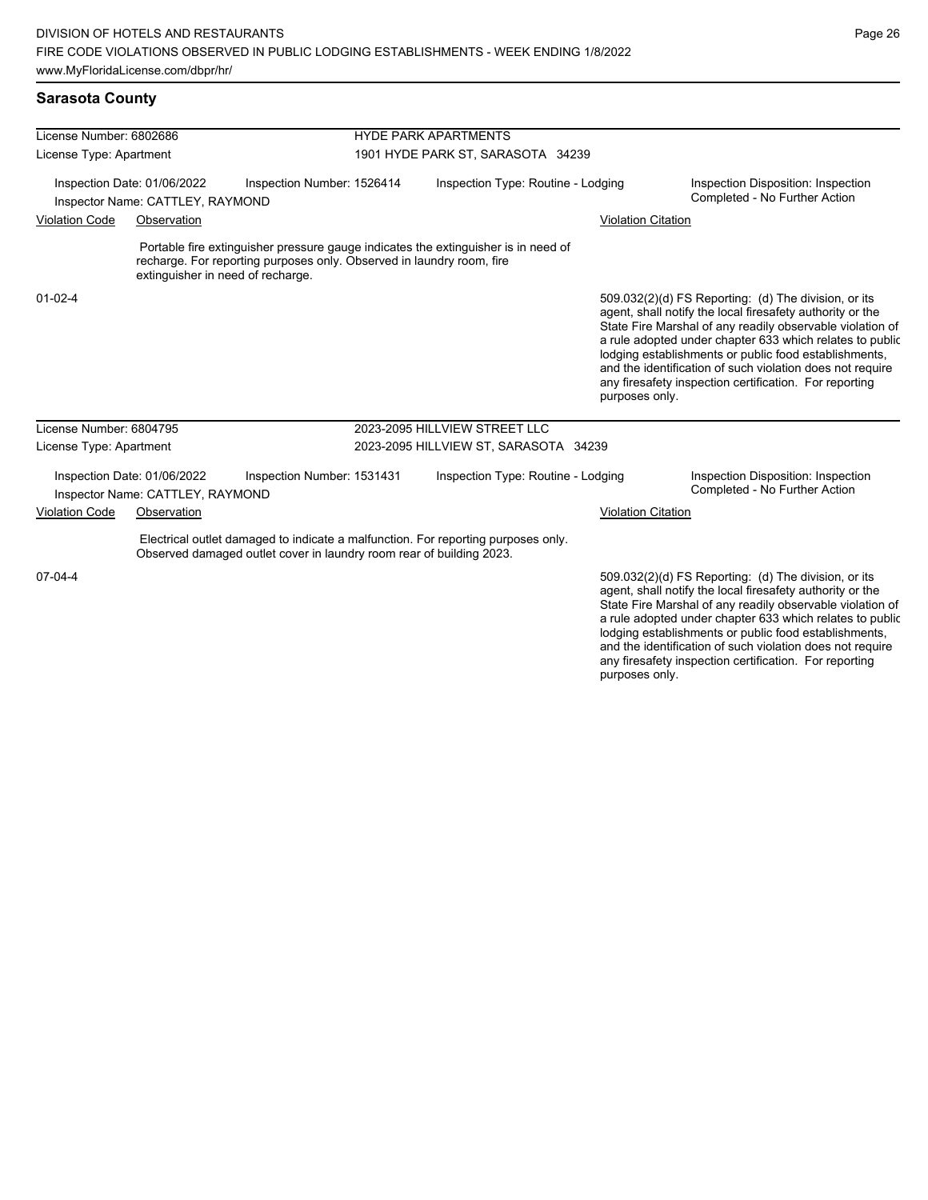## Sarasota County

| License Number: 6802686 | | HYDE PARK APARTMENTS | |
|---|---|---|---|
| License Type: Apartment | | 1901 HYDE PARK ST, SARASOTA 34239 | |
| Inspection Date: 01/06/2022<br>Inspector Name: CATTLEY, RAYMOND | Inspection Number: 1526414 | Inspection Type: Routine - Lodging | Inspection Disposition: Inspection Completed - No Further Action |

| Violation Code | Observation | Violation Citation |
|---|---|---|
| 01-02-4 | Portable fire extinguisher pressure gauge indicates the extinguisher is in need of recharge. For reporting purposes only. Observed in laundry room, fire extinguisher in need of recharge. | 509.032(2)(d) FS Reporting: (d) The division, or its agent, shall notify the local firesafety authority or the State Fire Marshal of any readily observable violation of a rule adopted under chapter 633 which relates to public lodging establishments or public food establishments, and the identification of such violation does not require any firesafety inspection certification. For reporting purposes only. |

| License Number: 6804795 | | 2023-2095 HILLVIEW STREET LLC | |
|---|---|---|---|
| License Type: Apartment | | 2023-2095 HILLVIEW ST, SARASOTA 34239 | |
| Inspection Date: 01/06/2022<br>Inspector Name: CATTLEY, RAYMOND | Inspection Number: 1531431 | Inspection Type: Routine - Lodging | Inspection Disposition: Inspection Completed - No Further Action |

| Violation Code | Observation | Violation Citation |
|---|---|---|
| 07-04-4 | Electrical outlet damaged to indicate a malfunction. For reporting purposes only. Observed damaged outlet cover in laundry room rear of building 2023. | 509.032(2)(d) FS Reporting: (d) The division, or its agent, shall notify the local firesafety authority or the State Fire Marshal of any readily observable violation of a rule adopted under chapter 633 which relates to public lodging establishments or public food establishments, and the identification of such violation does not require any firesafety inspection certification. For reporting purposes only. |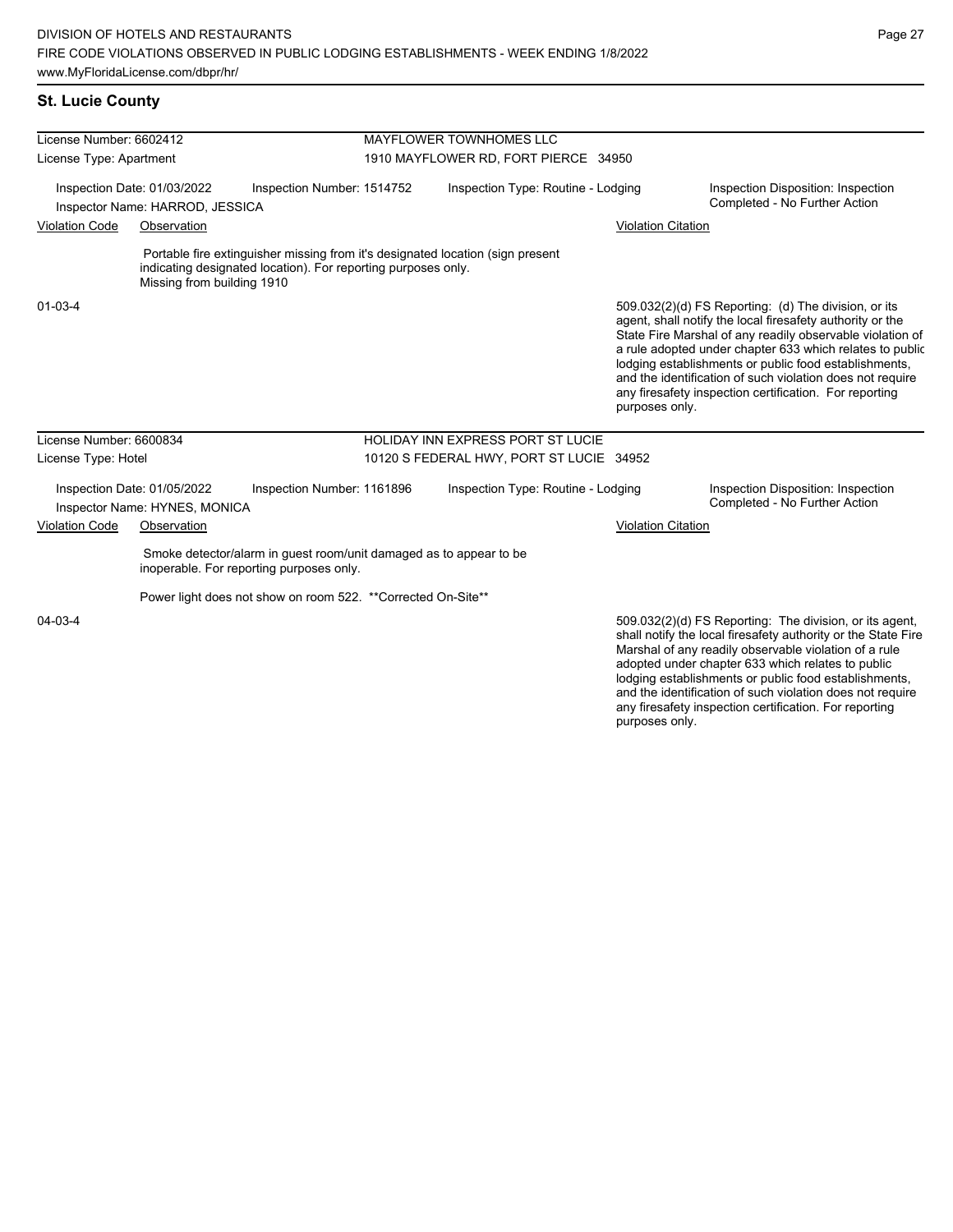## St. Lucie County

**License Number:** 6602412 — MAYFLOWER TOWNHOMES LLC
**License Type:** Apartment — 1910 MAYFLOWER RD, FORT PIERCE 34950

Inspection Date: 01/03/2022 | Inspection Number: 1514752 | Inspection Type: Routine - Lodging | Inspection Disposition: Inspection Completed - No Further Action

Inspector Name: HARROD, JESSICA

| Violation Code | Observation | Violation Citation |
|---|---|---|
| 01-03-4 | Portable fire extinguisher missing from it's designated location (sign present indicating designated location). For reporting purposes only. Missing from building 1910 | 509.032(2)(d) FS Reporting: (d) The division, or its agent, shall notify the local firesafety authority or the State Fire Marshal of any readily observable violation of a rule adopted under chapter 633 which relates to public lodging establishments or public food establishments, and the identification of such violation does not require any firesafety inspection certification. For reporting purposes only. |

**License Number:** 6600834 — HOLIDAY INN EXPRESS PORT ST LUCIE
**License Type:** Hotel — 10120 S FEDERAL HWY, PORT ST LUCIE 34952

Inspection Date: 01/05/2022 | Inspection Number: 1161896 | Inspection Type: Routine - Lodging | Inspection Disposition: Inspection Completed - No Further Action

Inspector Name: HYNES, MONICA

| Violation Code | Observation | Violation Citation |
|---|---|---|
| 04-03-4 | Smoke detector/alarm in guest room/unit damaged as to appear to be inoperable. For reporting purposes only. Power light does not show on room 522. **Corrected On-Site** | 509.032(2)(d) FS Reporting: The division, or its agent, shall notify the local firesafety authority or the State Fire Marshal of any readily observable violation of a rule adopted under chapter 633 which relates to public lodging establishments or public food establishments, and the identification of such violation does not require any firesafety inspection certification. For reporting purposes only. |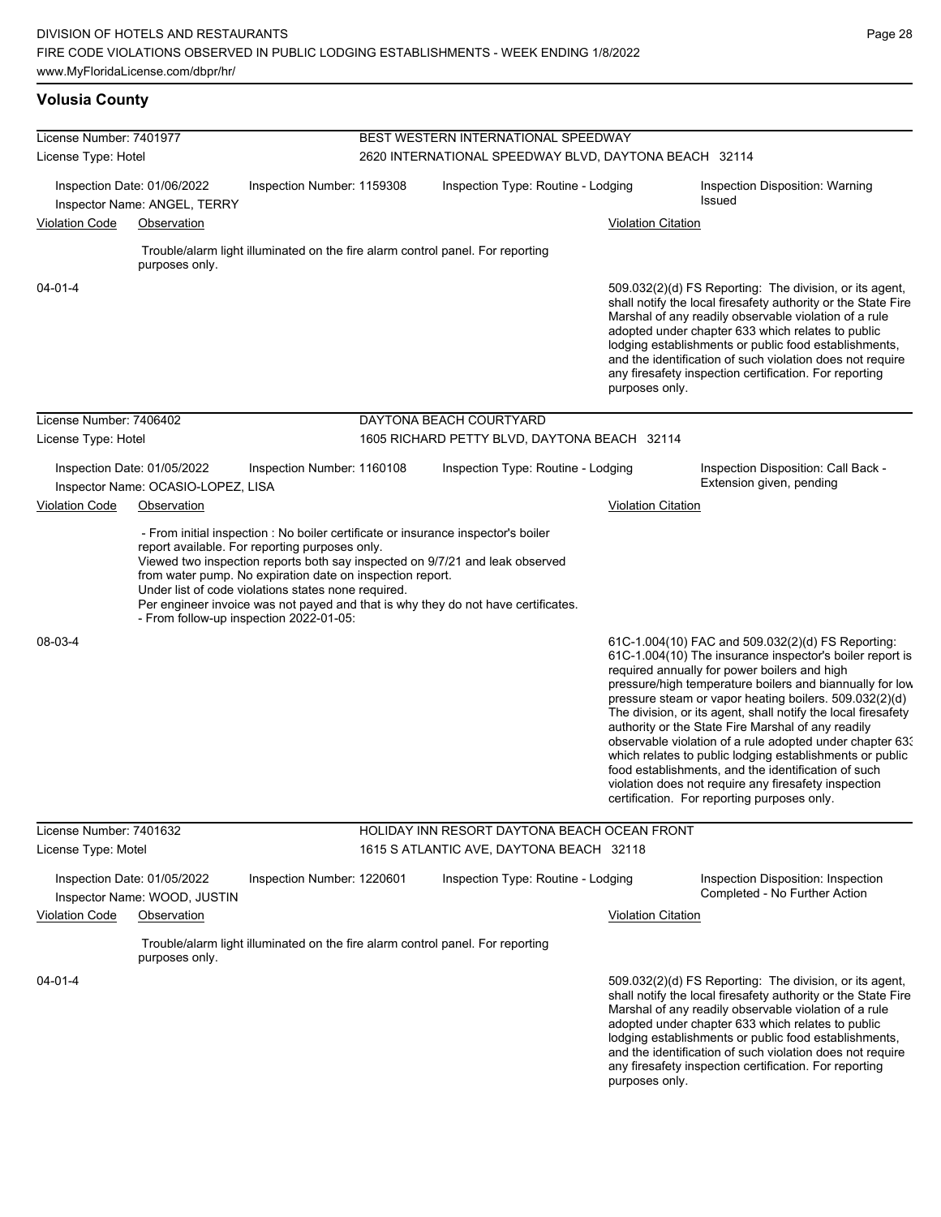## Volusia County

**License Number:** 7401977 — **BEST WESTERN INTERNATIONAL SPEEDWAY**
**License Type:** Hotel — 2620 INTERNATIONAL SPEEDWAY BLVD, DAYTONA BEACH 32114

Inspection Date: 01/06/2022 | Inspection Number: 1159308 | Inspection Type: Routine - Lodging | Inspection Disposition: Warning Issued
Inspector Name: ANGEL, TERRY

| Violation Code | Observation | Violation Citation |
|---|---|---|
| 04-01-4 | Trouble/alarm light illuminated on the fire alarm control panel. For reporting purposes only. | 509.032(2)(d) FS Reporting: The division, or its agent, shall notify the local firesafety authority or the State Fire Marshal of any readily observable violation of a rule adopted under chapter 633 which relates to public lodging establishments or public food establishments, and the identification of such violation does not require any firesafety inspection certification. For reporting purposes only. |

**License Number:** 7406402 — **DAYTONA BEACH COURTYARD**
**License Type:** Hotel — 1605 RICHARD PETTY BLVD, DAYTONA BEACH 32114

Inspection Date: 01/05/2022 | Inspection Number: 1160108 | Inspection Type: Routine - Lodging | Inspection Disposition: Call Back - Extension given, pending
Inspector Name: OCASIO-LOPEZ, LISA

| Violation Code | Observation | Violation Citation |
|---|---|---|
| 08-03-4 | - From initial inspection : No boiler certificate or insurance inspector's boiler report available. For reporting purposes only. Viewed two inspection reports both say inspected on 9/7/21 and leak observed from water pump. No expiration date on inspection report. Under list of code violations states none required. Per engineer invoice was not payed and that is why they do not have certificates. - From follow-up inspection 2022-01-05: | 61C-1.004(10) FAC and 509.032(2)(d) FS Reporting: 61C-1.004(10) The insurance inspector's boiler report is required annually for power boilers and high pressure/high temperature boilers and biannually for low pressure steam or vapor heating boilers. 509.032(2)(d) The division, or its agent, shall notify the local firesafety authority or the State Fire Marshal of any readily observable violation of a rule adopted under chapter 633 which relates to public lodging establishments or public food establishments, and the identification of such violation does not require any firesafety inspection certification. For reporting purposes only. |

**License Number:** 7401632 — **HOLIDAY INN RESORT DAYTONA BEACH OCEAN FRONT**
**License Type:** Motel — 1615 S ATLANTIC AVE, DAYTONA BEACH 32118

Inspection Date: 01/05/2022 | Inspection Number: 1220601 | Inspection Type: Routine - Lodging | Inspection Disposition: Inspection Completed - No Further Action
Inspector Name: WOOD, JUSTIN

| Violation Code | Observation | Violation Citation |
|---|---|---|
| 04-01-4 | Trouble/alarm light illuminated on the fire alarm control panel. For reporting purposes only. | 509.032(2)(d) FS Reporting: The division, or its agent, shall notify the local firesafety authority or the State Fire Marshal of any readily observable violation of a rule adopted under chapter 633 which relates to public lodging establishments or public food establishments, and the identification of such violation does not require any firesafety inspection certification. For reporting purposes only. |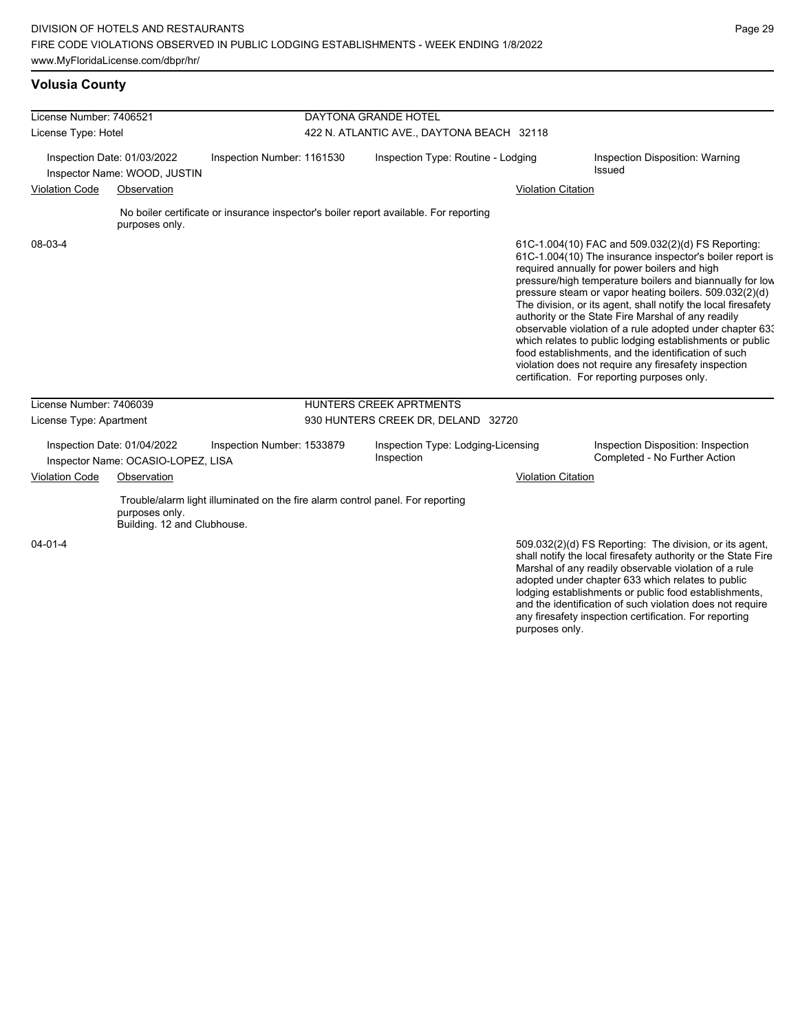## Volusia County

| License Number: 7406521 | | DAYTONA GRANDE HOTEL | |
|---|---|---|---|
| License Type: Hotel | | 422 N. ATLANTIC AVE., DAYTONA BEACH 32118 | |
| Inspection Date: 01/03/2022 Inspector Name: WOOD, JUSTIN | Inspection Number: 1161530 | Inspection Type: Routine - Lodging | Inspection Disposition: Warning Issued |

| Violation Code | Observation | Violation Citation |
|---|---|---|
| 08-03-4 | No boiler certificate or insurance inspector's boiler report available. For reporting purposes only. | 61C-1.004(10) FAC and 509.032(2)(d) FS Reporting: 61C-1.004(10) The insurance inspector's boiler report is required annually for power boilers and high pressure/high temperature boilers and biannually for low pressure steam or vapor heating boilers. 509.032(2)(d) The division, or its agent, shall notify the local firesafety authority or the State Fire Marshal of any readily observable violation of a rule adopted under chapter 633 which relates to public lodging establishments or public food establishments, and the identification of such violation does not require any firesafety inspection certification. For reporting purposes only. |

| License Number: 7406039 | | HUNTERS CREEK APRTMENTS | |
|---|---|---|---|
| License Type: Apartment | | 930 HUNTERS CREEK DR, DELAND 32720 | |
| Inspection Date: 01/04/2022 Inspector Name: OCASIO-LOPEZ, LISA | Inspection Number: 1533879 | Inspection Type: Lodging-Licensing Inspection | Inspection Disposition: Inspection Completed - No Further Action |

| Violation Code | Observation | Violation Citation |
|---|---|---|
| 04-01-4 | Trouble/alarm light illuminated on the fire alarm control panel. For reporting purposes only. Building. 12 and Clubhouse. | 509.032(2)(d) FS Reporting: The division, or its agent, shall notify the local firesafety authority or the State Fire Marshal of any readily observable violation of a rule adopted under chapter 633 which relates to public lodging establishments or public food establishments, and the identification of such violation does not require any firesafety inspection certification. For reporting purposes only. |